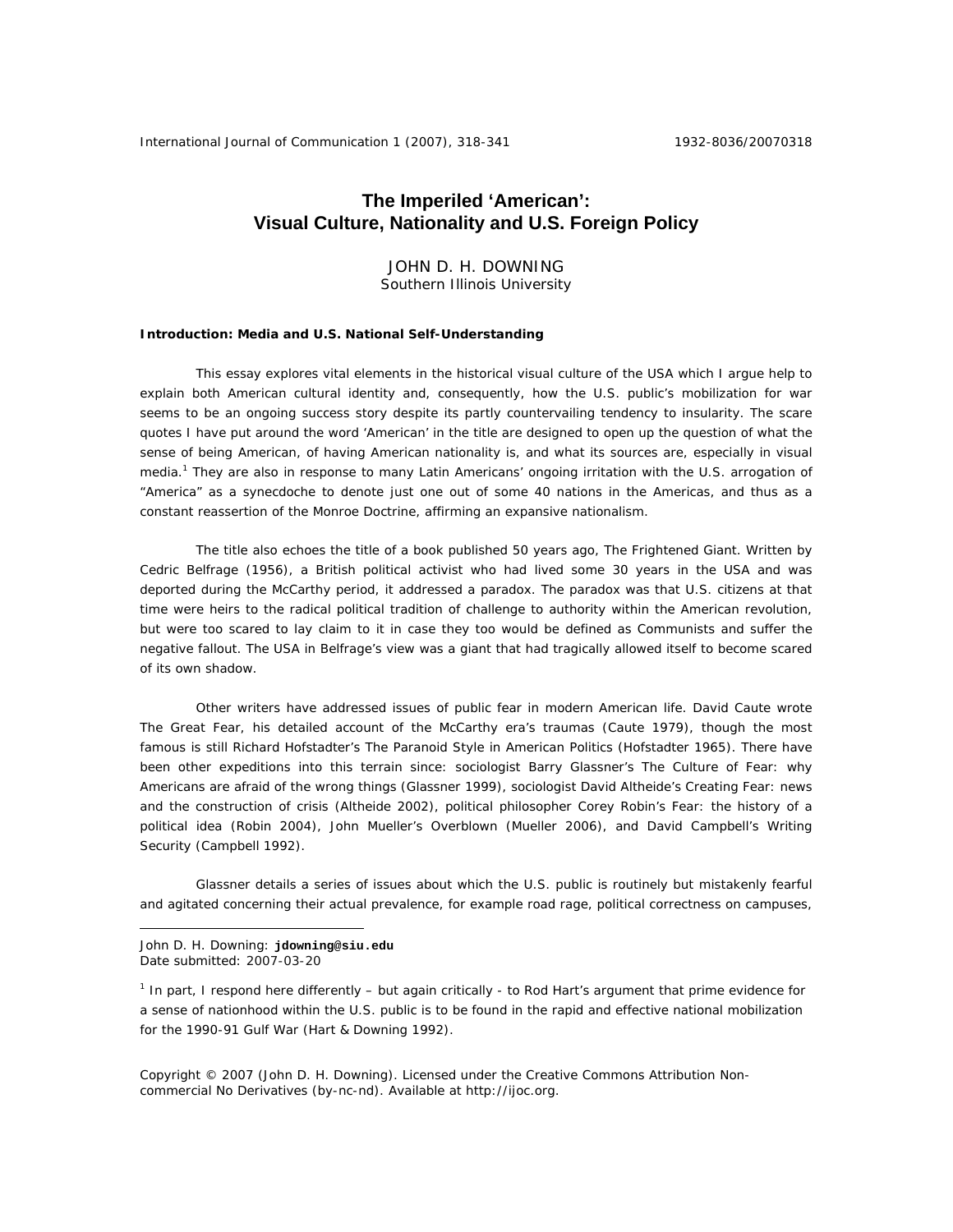# The Imperiled 'American': Visual Culture, Nationality and U.S. Foreign Policy

JOHN D. H. DOWNING
Southern Illinois University

**Introduction: Media and U.S. National Self-Understanding**

This essay explores vital elements in the historical visual culture of the USA which I argue help to explain both American cultural identity and, consequently, how the U.S. public's mobilization for war seems to be an ongoing success story despite its partly countervailing tendency to insularity. The scare quotes I have put around the word 'American' in the title are designed to open up the question of what the sense of being American, of having American nationality is, and what its sources are, especially in visual media.[1] They are also in response to many Latin Americans' ongoing irritation with the U.S. arrogation of "America" as a synecdoche to denote just one out of some 40 nations in the Americas, and thus as a constant reassertion of the Monroe Doctrine, affirming an expansive nationalism.

The title also echoes the title of a book published 50 years ago, The Frightened Giant. Written by Cedric Belfrage (1956), a British political activist who had lived some 30 years in the USA and was deported during the McCarthy period, it addressed a paradox. The paradox was that U.S. citizens at that time were heirs to the radical political tradition of challenge to authority within the American revolution, but were too scared to lay claim to it in case they too would be defined as Communists and suffer the negative fallout. The USA in Belfrage's view was a giant that had tragically allowed itself to become scared of its own shadow.

Other writers have addressed issues of public fear in modern American life. David Caute wrote The Great Fear, his detailed account of the McCarthy era's traumas (Caute 1979), though the most famous is still Richard Hofstadter's The Paranoid Style in American Politics (Hofstadter 1965). There have been other expeditions into this terrain since: sociologist Barry Glassner's The Culture of Fear: why Americans are afraid of the wrong things (Glassner 1999), sociologist David Altheide's Creating Fear: news and the construction of crisis (Altheide 2002), political philosopher Corey Robin's Fear: the history of a political idea (Robin 2004), John Mueller's Overblown (Mueller 2006), and David Campbell's Writing Security (Campbell 1992).

Glassner details a series of issues about which the U.S. public is routinely but mistakenly fearful and agitated concerning their actual prevalence, for example road rage, political correctness on campuses,

---

John D. H. Downing: **jdowning@siu.edu**
Date submitted: 2007-03-20

[1] In part, I respond here differently – but again critically - to Rod Hart's argument that prime evidence for a sense of nationhood within the U.S. public is to be found in the rapid and effective national mobilization for the 1990-91 Gulf War (Hart & Downing 1992).

Copyright © 2007 (John D. H. Downing). Licensed under the Creative Commons Attribution Non-commercial No Derivatives (by-nc-nd). Available at http://ijoc.org.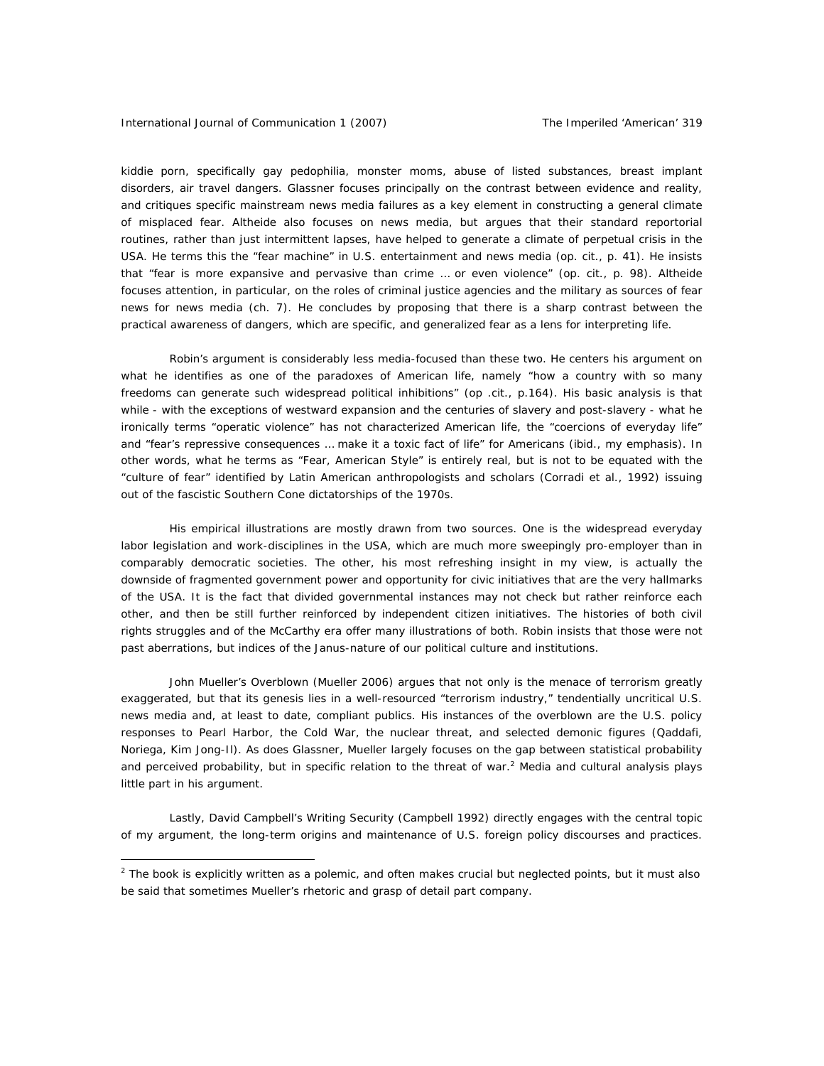kiddie porn, specifically gay pedophilia, monster moms, abuse of listed substances, breast implant disorders, air travel dangers. Glassner focuses principally on the contrast between evidence and reality, and critiques specific mainstream news media failures as a key element in constructing a general climate of misplaced fear. Altheide also focuses on news media, but argues that their standard reportorial routines, rather than just intermittent lapses, have helped to generate a climate of perpetual crisis in the USA. He terms this the "fear machine" in U.S. entertainment and news media (op. cit., p. 41). He insists that "fear is more expansive and pervasive than crime … or even violence" (op. cit., p. 98). Altheide focuses attention, in particular, on the roles of criminal justice agencies and the military as sources of fear news for news media (ch. 7). He concludes by proposing that there is a sharp contrast between the practical awareness of dangers, which are specific, and generalized fear as a lens for interpreting life.

Robin's argument is considerably less media-focused than these two. He centers his argument on what he identifies as one of the paradoxes of American life, namely "how a country with so many freedoms can generate such widespread political inhibitions" (op .cit., p.164). His basic analysis is that while - with the exceptions of westward expansion and the centuries of slavery and post-slavery - what he ironically terms "operatic violence" has not characterized American life, the "coercions of everyday life" and "fear's repressive consequences … make it a *toxic* fact of life" for Americans (ibid., my emphasis). In other words, what he terms as "Fear, American Style" is entirely real, but is not to be equated with the "culture of fear" identified by Latin American anthropologists and scholars (Corradi et al., 1992) issuing out of the fascistic Southern Cone dictatorships of the 1970s.

His empirical illustrations are mostly drawn from two sources. One is the widespread everyday labor legislation and work-disciplines in the USA, which are much more sweepingly pro-employer than in comparably democratic societies. The other, his most refreshing insight in my view, is actually the downside of fragmented government power and opportunity for civic initiatives that are the very hallmarks of the USA. It is the fact that divided governmental instances may not check but rather reinforce each other, and then be still further reinforced by independent citizen initiatives. The histories of both civil rights struggles and of the McCarthy era offer many illustrations of both. Robin insists that those were not past aberrations, but indices of the Janus-nature of our political culture and institutions.

John Mueller's *Overblown* (Mueller 2006) argues that not only is the menace of terrorism greatly exaggerated, but that its genesis lies in a well-resourced "terrorism industry," tendentially uncritical U.S. news media and, at least to date, compliant publics. His instances of the overblown are the U.S. policy responses to Pearl Harbor, the Cold War, the nuclear threat, and selected demonic figures (Qaddafi, Noriega, Kim Jong-Il). As does Glassner, Mueller largely focuses on the gap between statistical probability and perceived probability, but in specific relation to the threat of war.[2] Media and cultural analysis plays little part in his argument.

Lastly, David Campbell's *Writing Security* (Campbell 1992) directly engages with the central topic of my argument, the long-term origins and maintenance of U.S. foreign policy discourses and practices.

[2] The book is explicitly written as a polemic, and often makes crucial but neglected points, but it must also be said that sometimes Mueller's rhetoric and grasp of detail part company.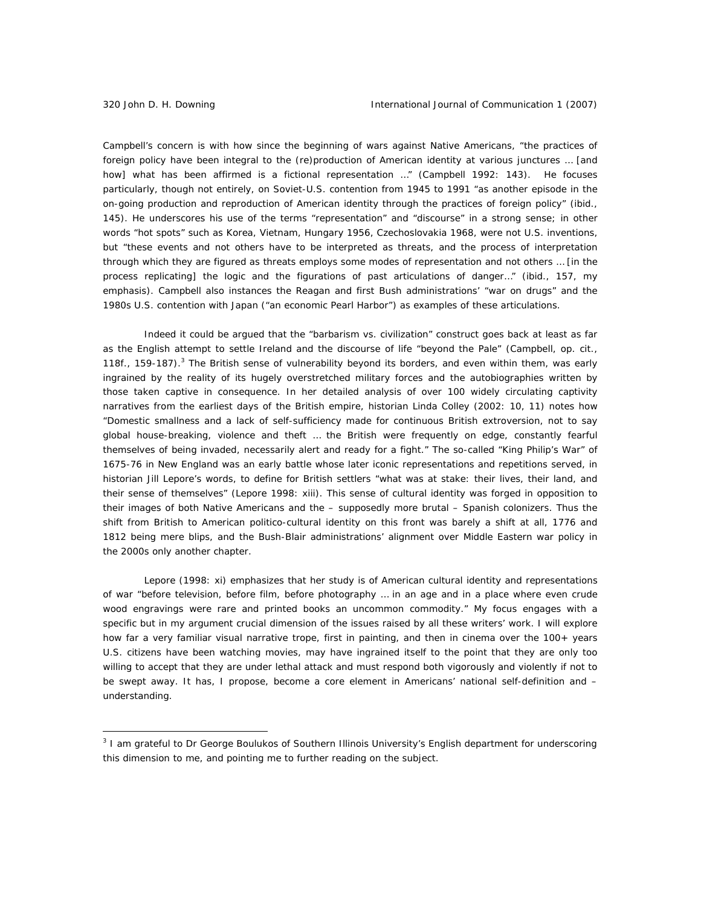Campbell's concern is with how since the beginning of wars against Native Americans, "the practices of foreign policy have been integral to the (re)production of American identity at various junctures … [and how] what has been affirmed is a fictional representation …" (Campbell 1992: 143). He focuses particularly, though not entirely, on Soviet-U.S. contention from 1945 to 1991 "as another episode in the on-going production and reproduction of American identity through the practices of foreign policy" (ibid., 145). He underscores his use of the terms "representation" and "discourse" in a strong sense; in other words "hot spots" such as Korea, Vietnam, Hungary 1956, Czechoslovakia 1968, were not U.S. inventions, but "these events and not others have to be *interpreted* as threats, and the process of interpretation through which they are figured as threats employs some modes of representation and not others … [in the process replicating] the logic and the figurations of past articulations of danger…" (ibid., 157, my emphasis). Campbell also instances the Reagan and first Bush administrations' "war on drugs" and the 1980s U.S. contention with Japan ("an economic Pearl Harbor") as examples of these articulations.

Indeed it could be argued that the "barbarism vs. civilization" construct goes back at least as far as the English attempt to settle Ireland and the discourse of life "beyond the Pale" (Campbell, op. cit., 118f., 159-187).[3] The British sense of vulnerability beyond its borders, and even within them, was early ingrained by the reality of its hugely overstretched military forces and the autobiographies written by those taken captive in consequence. In her detailed analysis of over 100 widely circulating captivity narratives from the earliest days of the British empire, historian Linda Colley (2002: 10, 11) notes how "Domestic smallness and a lack of self-sufficiency made for continuous British extroversion, not to say global house-breaking, violence and theft … the British were frequently on edge, constantly fearful themselves of being invaded, necessarily alert and ready for a fight." The so-called "King Philip's War" of 1675-76 in New England was an early battle whose later iconic representations and repetitions served, in historian Jill Lepore's words, to define for British settlers "what was at stake: their lives, their land, and their sense of themselves" (Lepore 1998: xiii). This sense of cultural identity was forged in opposition to their images of both Native Americans and the – supposedly more brutal – Spanish colonizers. Thus the shift from British to American politico-cultural identity on this front was barely a shift at all, 1776 and 1812 being mere blips, and the Bush-Blair administrations' alignment over Middle Eastern war policy in the 2000s only another chapter.

Lepore (1998: xi) emphasizes that her study is of American cultural identity and representations of war "before television, before film, before photography … in an age and in a place where even crude wood engravings were rare and printed books an uncommon commodity." My focus engages with a specific but in my argument crucial dimension of the issues raised by all these writers' work. I will explore how far a very familiar visual narrative trope, first in painting, and then in cinema over the 100+ years U.S. citizens have been watching movies, may have ingrained itself to the point that they are only too willing to accept that they are under lethal attack and must respond both vigorously and violently if not to be swept away. It has, I propose, become a core element in Americans' national self-definition and – understanding.

---

[3] I am grateful to Dr George Boulukos of Southern Illinois University's English department for underscoring this dimension to me, and pointing me to further reading on the subject.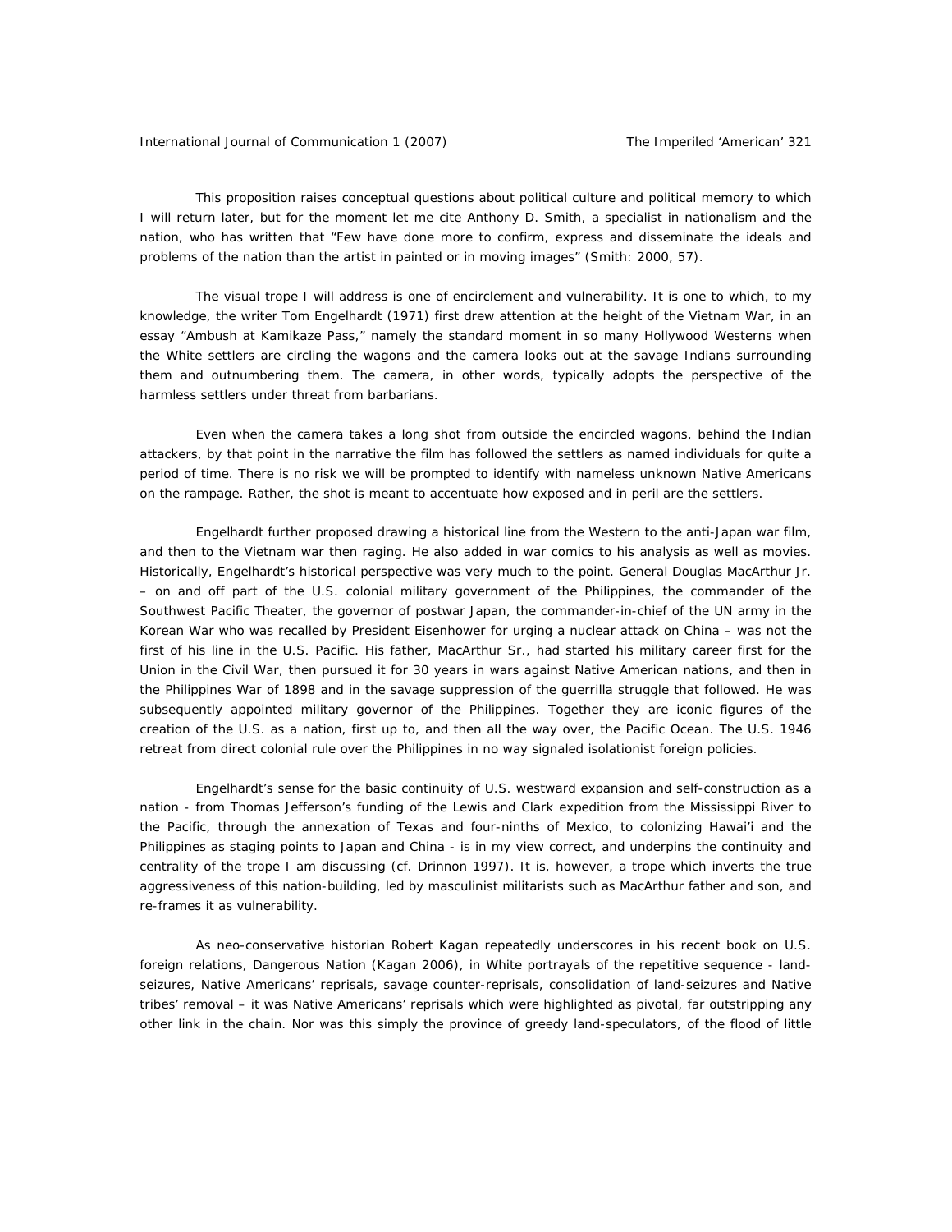This proposition raises conceptual questions about political culture and political memory to which I will return later, but for the moment let me cite Anthony D. Smith, a specialist in nationalism and the nation, who has written that "Few have done more to confirm, express and disseminate the ideals and problems of the nation than the artist in painted or in moving images" (Smith: 2000, 57).

The visual trope I will address is one of encirclement and vulnerability. It is one to which, to my knowledge, the writer Tom Engelhardt (1971) first drew attention at the height of the Vietnam War, in an essay "Ambush at Kamikaze Pass," namely the standard moment in so many Hollywood Westerns when the White settlers are circling the wagons and the camera looks out at the savage Indians surrounding them and outnumbering them. The camera, in other words, typically adopts the perspective of the harmless settlers under threat from barbarians.

Even when the camera takes a long shot from outside the encircled wagons, behind the Indian attackers, by that point in the narrative the film has followed the settlers as named individuals for quite a period of time. There is no risk we will be prompted to identify with nameless unknown Native Americans on the rampage. Rather, the shot is meant to accentuate how exposed and in peril are the settlers.

Engelhardt further proposed drawing a historical line from the Western to the anti-Japan war film, and then to the Vietnam war then raging. He also added in war comics to his analysis as well as movies. Historically, Engelhardt's historical perspective was very much to the point. General Douglas MacArthur Jr. – on and off part of the U.S. colonial military government of the Philippines, the commander of the Southwest Pacific Theater, the governor of postwar Japan, the commander-in-chief of the UN army in the Korean War who was recalled by President Eisenhower for urging a nuclear attack on China – was not the first of his line in the U.S. Pacific. His father, MacArthur Sr., had started his military career first for the Union in the Civil War, then pursued it for 30 years in wars against Native American nations, and then in the Philippines War of 1898 and in the savage suppression of the guerrilla struggle that followed. He was subsequently appointed military governor of the Philippines. Together they are iconic figures of the creation of the U.S. as a nation, first up to, and then all the way over, the Pacific Ocean. The U.S. 1946 retreat from direct colonial rule over the Philippines in no way signaled isolationist foreign policies.

Engelhardt's sense for the basic continuity of U.S. westward expansion and self-construction as a nation - from Thomas Jefferson's funding of the Lewis and Clark expedition from the Mississippi River to the Pacific, through the annexation of Texas and four-ninths of Mexico, to colonizing Hawai'i and the Philippines as staging points to Japan and China - is in my view correct, and underpins the continuity and centrality of the trope I am discussing (cf. Drinnon 1997). It is, however, a trope which inverts the true aggressiveness of this nation-building, led by masculinist militarists such as MacArthur father and son, and re-frames it as vulnerability.

As neo-conservative historian Robert Kagan repeatedly underscores in his recent book on U.S. foreign relations, *Dangerous Nation* (Kagan 2006), in White portrayals of the repetitive sequence - land-seizures, Native Americans' reprisals, savage counter-reprisals, consolidation of land-seizures and Native tribes' removal – it was Native Americans' reprisals which were highlighted as pivotal, far outstripping any other link in the chain. Nor was this simply the province of greedy land-speculators, of the flood of little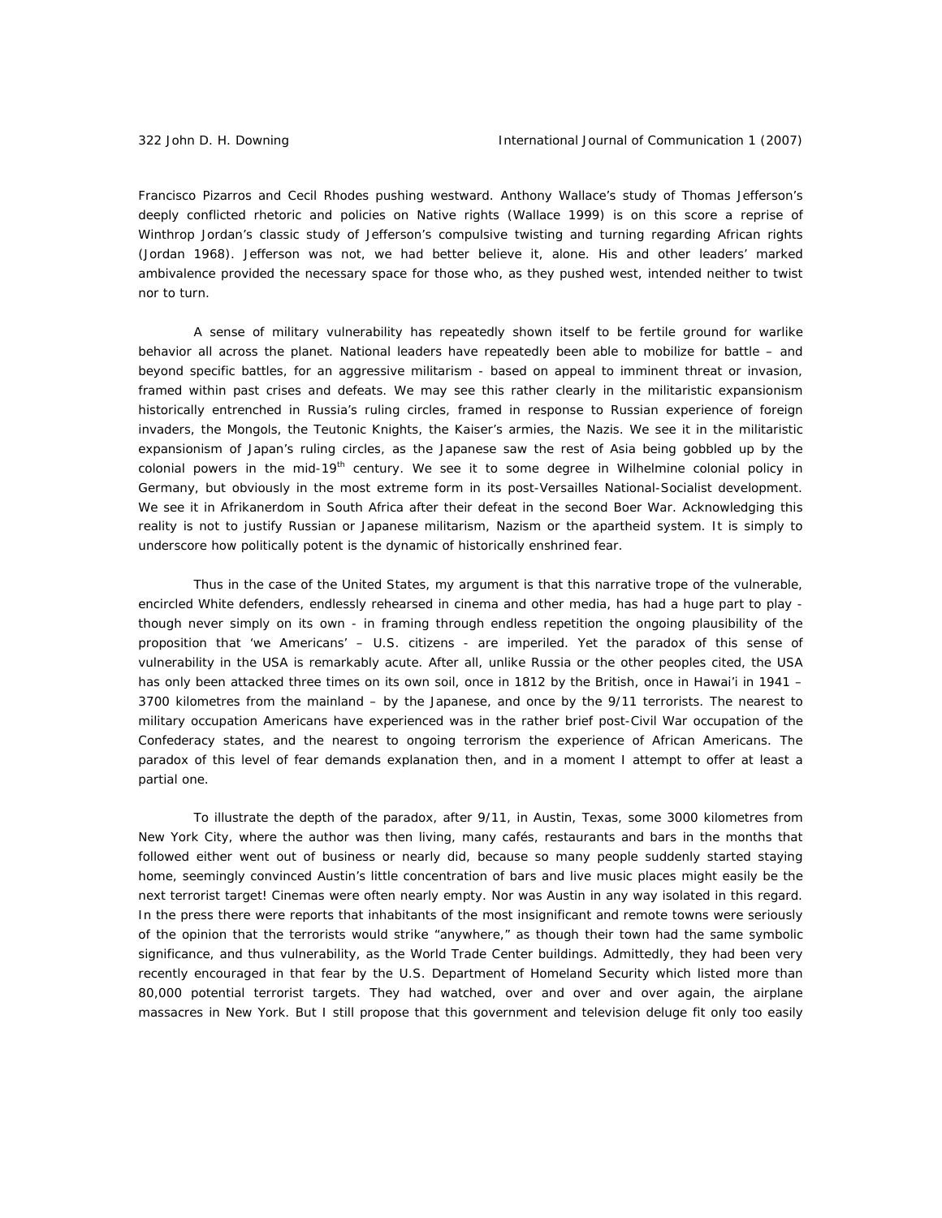Francisco Pizarros and Cecil Rhodes pushing westward. Anthony Wallace's study of Thomas Jefferson's deeply conflicted rhetoric and policies on Native rights (Wallace 1999) is on this score a reprise of Winthrop Jordan's classic study of Jefferson's compulsive twisting and turning regarding African rights (Jordan 1968). Jefferson was not, we had better believe it, alone. His and other leaders' marked ambivalence provided the necessary space for those who, as they pushed west, intended neither to twist nor to turn.

A sense of military vulnerability has repeatedly shown itself to be fertile ground for warlike behavior all across the planet. National leaders have repeatedly been able to mobilize for battle – and beyond specific battles, for an aggressive militarism - based on appeal to imminent threat or invasion, framed within past crises and defeats. We may see this rather clearly in the militaristic expansionism historically entrenched in Russia's ruling circles, framed in response to Russian experience of foreign invaders, the Mongols, the Teutonic Knights, the Kaiser's armies, the Nazis. We see it in the militaristic expansionism of Japan's ruling circles, as the Japanese saw the rest of Asia being gobbled up by the colonial powers in the mid-19th century. We see it to some degree in Wilhelmine colonial policy in Germany, but obviously in the most extreme form in its post-Versailles National-Socialist development. We see it in Afrikanerdom in South Africa after their defeat in the second Boer War. Acknowledging this reality is not to justify Russian or Japanese militarism, Nazism or the apartheid system. It is simply to underscore how politically potent is the dynamic of historically enshrined fear.

Thus in the case of the United States, my argument is that this narrative trope of the vulnerable, encircled White defenders, endlessly rehearsed in cinema and other media, has had a huge part to play - though never simply on its own - in framing through endless repetition the ongoing plausibility of the proposition that 'we Americans' – U.S. citizens - are imperiled. Yet the paradox of this sense of vulnerability in the USA is remarkably acute. After all, unlike Russia or the other peoples cited, the USA has only been attacked three times on its own soil, once in 1812 by the British, once in Hawai'i in 1941 – 3700 kilometres from the mainland – by the Japanese, and once by the 9/11 terrorists. The nearest to military occupation Americans have experienced was in the rather brief post-Civil War occupation of the Confederacy states, and the nearest to ongoing terrorism the experience of African Americans. The paradox of this level of fear demands explanation then, and in a moment I attempt to offer at least a partial one.

To illustrate the depth of the paradox, after 9/11, in Austin, Texas, some 3000 kilometres from New York City, where the author was then living, many cafés, restaurants and bars in the months that followed either went out of business or nearly did, because so many people suddenly started staying home, seemingly convinced Austin's little concentration of bars and live music places might easily be the next terrorist target! Cinemas were often nearly empty. Nor was Austin in any way isolated in this regard. In the press there were reports that inhabitants of the most insignificant and remote towns were seriously of the opinion that the terrorists would strike "anywhere," as though their town had the same symbolic significance, and thus vulnerability, as the World Trade Center buildings. Admittedly, they had been very recently encouraged in that fear by the U.S. Department of Homeland Security which listed more than 80,000 potential terrorist targets. They had watched, over and over and over again, the airplane massacres in New York. But I still propose that this government and television deluge fit only too easily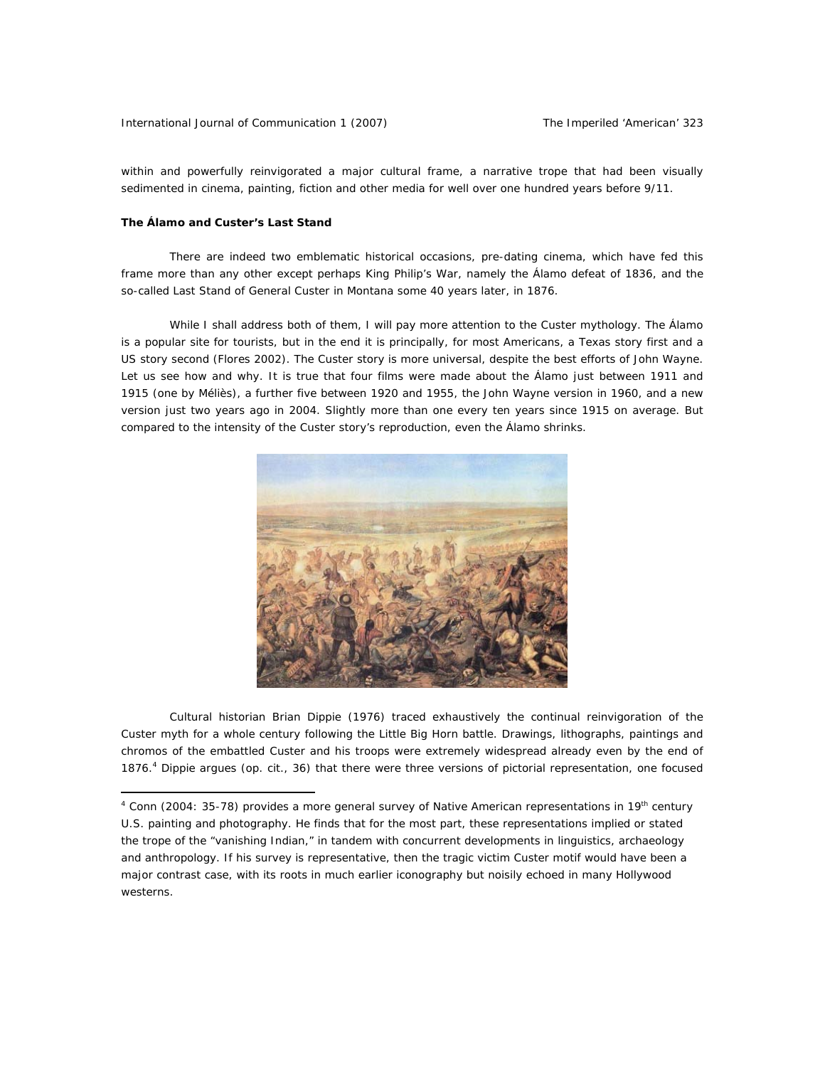within and powerfully reinvigorated a major cultural frame, a narrative trope that had been visually sedimented in cinema, painting, fiction and other media for well over one hundred years before 9/11.

**The Álamo and Custer's Last Stand**

There are indeed two emblematic historical occasions, pre-dating cinema, which have fed this frame more than any other except perhaps King Philip's War, namely the Álamo defeat of 1836, and the so-called Last Stand of General Custer in Montana some 40 years later, in 1876.

While I shall address both of them, I will pay more attention to the Custer mythology. The Álamo is a popular site for tourists, but in the end it is principally, for most Americans, a Texas story first and a US story second (Flores 2002). The Custer story is more universal, despite the best efforts of John Wayne. Let us see how and why. It is true that four films were made about the Álamo just between 1911 and 1915 (one by Méliès), a further five between 1920 and 1955, the John Wayne version in 1960, and a new version just two years ago in 2004. Slightly more than one every ten years since 1915 on average. But compared to the intensity of the Custer story's reproduction, even the Álamo shrinks.

Cultural historian Brian Dippie (1976) traced exhaustively the continual reinvigoration of the Custer myth for a whole century following the Little Big Horn battle. Drawings, lithographs, paintings and chromos of the embattled Custer and his troops were extremely widespread already even by the end of 1876.[4] Dippie argues (op. cit., 36) that there were three versions of pictorial representation, one focused

---

[4] Conn (2004: 35-78) provides a more general survey of Native American representations in 19th century U.S. painting and photography. He finds that for the most part, these representations implied or stated the trope of the "vanishing Indian," in tandem with concurrent developments in linguistics, archaeology and anthropology. If his survey is representative, then the tragic victim Custer motif would have been a major contrast case, with its roots in much earlier iconography but noisily echoed in many Hollywood westerns.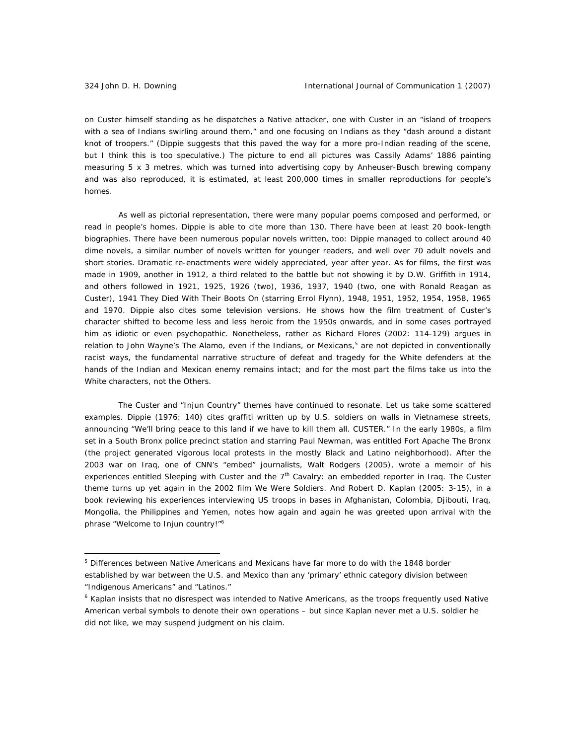on Custer himself standing as he dispatches a Native attacker, one with Custer in an "island of troopers with a sea of Indians swirling around them," and one focusing on Indians as they "dash around a distant knot of troopers." (Dippie suggests that this paved the way for a more pro-Indian reading of the scene, but I think this is too speculative.) The picture to end all pictures was Cassily Adams' 1886 painting measuring 5 x 3 metres, which was turned into advertising copy by Anheuser-Busch brewing company and was also reproduced, it is estimated, at least 200,000 times in smaller reproductions for people's homes.

As well as pictorial representation, there were many popular poems composed and performed, or read in people's homes. Dippie is able to cite more than 130. There have been at least 20 book-length biographies. There have been numerous popular novels written, too: Dippie managed to collect around 40 dime novels, a similar number of novels written for younger readers, and well over 70 adult novels and short stories. Dramatic re-enactments were widely appreciated, year after year. As for films, the first was made in 1909, another in 1912, a third related to the battle but not showing it by D.W. Griffith in 1914, and others followed in 1921, 1925, 1926 (two), 1936, 1937, 1940 (two, one with Ronald Reagan as Custer), 1941 *They Died With Their Boots On* (starring Errol Flynn), 1948, 1951, 1952, 1954, 1958, 1965 and 1970. Dippie also cites some television versions. He shows how the film treatment of Custer's character shifted to become less and less heroic from the 1950s onwards, and in some cases portrayed him as idiotic or even psychopathic. Nonetheless, rather as Richard Flores (2002: 114-129) argues in relation to John Wayne's *The Alamo*, even if the Indians, or Mexicans,[5] are not depicted in conventionally racist ways, the fundamental narrative structure of defeat and tragedy for the White defenders at the hands of the Indian and Mexican enemy remains intact; and for the most part the films take us into the White characters, not the Others.

The Custer and "Injun Country" themes have continued to resonate. Let us take some scattered examples. Dippie (1976: 140) cites graffiti written up by U.S. soldiers on walls in Vietnamese streets, announcing "We'll bring peace to this land if we have to kill them all. CUSTER." In the early 1980s, a film set in a South Bronx police precinct station and starring Paul Newman, was entitled *Fort Apache The Bronx* (the project generated vigorous local protests in the mostly Black and Latino neighborhood). After the 2003 war on Iraq, one of CNN's "embed" journalists, Walt Rodgers (2005), wrote a memoir of his experiences entitled *Sleeping with Custer and the 7th Cavalry: an embedded reporter in Iraq*. The Custer theme turns up yet again in the 2002 film *We Were Soldiers*. And Robert D. Kaplan (2005: 3-15), in a book reviewing his experiences interviewing US troops in bases in Afghanistan, Colombia, Djibouti, Iraq, Mongolia, the Philippines and Yemen, notes how again and again he was greeted upon arrival with the phrase "Welcome to Injun country!"[6]

---

[5] Differences between Native Americans and Mexicans have far more to do with the 1848 border established by war between the U.S. and Mexico than any 'primary' ethnic category division between "Indigenous Americans" and "Latinos."

[6] Kaplan insists that no disrespect was intended to Native Americans, as the troops frequently used Native American verbal symbols to denote their own operations – but since Kaplan never met a U.S. soldier he did not like, we may suspend judgment on his claim.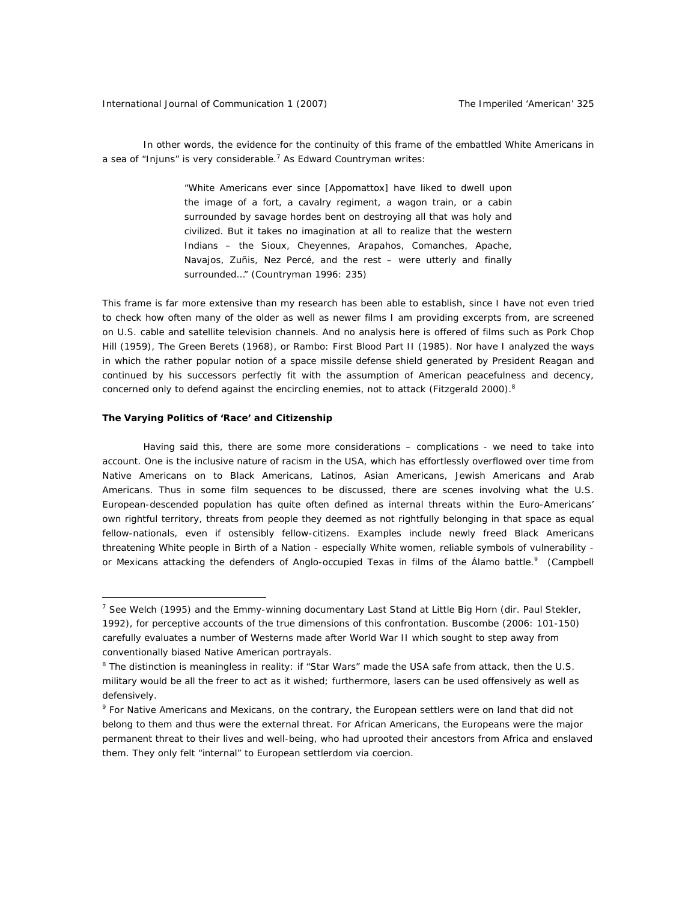In other words, the evidence for the continuity of this frame of the embattled White Americans in a sea of "Injuns" is very considerable.[7] As Edward Countryman writes:

> "White Americans ever since [Appomattox] have liked to dwell upon the image of a fort, a cavalry regiment, a wagon train, or a cabin surrounded by savage hordes bent on destroying all that was holy and civilized. But it takes no imagination at all to realize that the western Indians – the Sioux, Cheyennes, Arapahos, Comanches, Apache, Navajos, Zuñis, Nez Percé, and the rest – were utterly and finally surrounded…" (Countryman 1996: 235)

This frame is far more extensive than my research has been able to establish, since I have not even tried to check how often many of the older as well as newer films I am providing excerpts from, are screened on U.S. cable and satellite television channels. And no analysis here is offered of films such as Pork Chop Hill (1959), The Green Berets (1968), or Rambo: First Blood Part II (1985). Nor have I analyzed the ways in which the rather popular notion of a space missile defense shield generated by President Reagan and continued by his successors perfectly fit with the assumption of American peacefulness and decency, concerned only to defend against the encircling enemies, not to attack (Fitzgerald 2000).[8]

**The Varying Politics of 'Race' and Citizenship**

Having said this, there are some more considerations – complications - we need to take into account. One is the inclusive nature of racism in the USA, which has effortlessly overflowed over time from Native Americans on to Black Americans, Latinos, Asian Americans, Jewish Americans and Arab Americans. Thus in some film sequences to be discussed, there are scenes involving what the U.S. European-descended population has quite often defined as internal threats within the Euro-Americans' own rightful territory, threats from people they deemed as not rightfully belonging in that space as equal fellow-nationals, even if ostensibly fellow-citizens. Examples include newly freed Black Americans threatening White people in Birth of a Nation - especially White women, reliable symbols of vulnerability - or Mexicans attacking the defenders of Anglo-occupied Texas in films of the Álamo battle.[9] (Campbell

---

[7] See Welch (1995) and the Emmy-winning documentary Last Stand at Little Big Horn (dir. Paul Stekler, 1992), for perceptive accounts of the true dimensions of this confrontation. Buscombe (2006: 101-150) carefully evaluates a number of Westerns made after World War II which sought to step away from conventionally biased Native American portrayals.

[8] The distinction is meaningless in reality: if "Star Wars" made the USA safe from attack, then the U.S. military would be all the freer to act as it wished; furthermore, lasers can be used offensively as well as defensively.

[9] For Native Americans and Mexicans, on the contrary, the European settlers were on land that did not belong to them and thus were the external threat. For African Americans, the Europeans were the major permanent threat to their lives and well-being, who had uprooted their ancestors from Africa and enslaved them. They only felt "internal" to European settlerdom via coercion.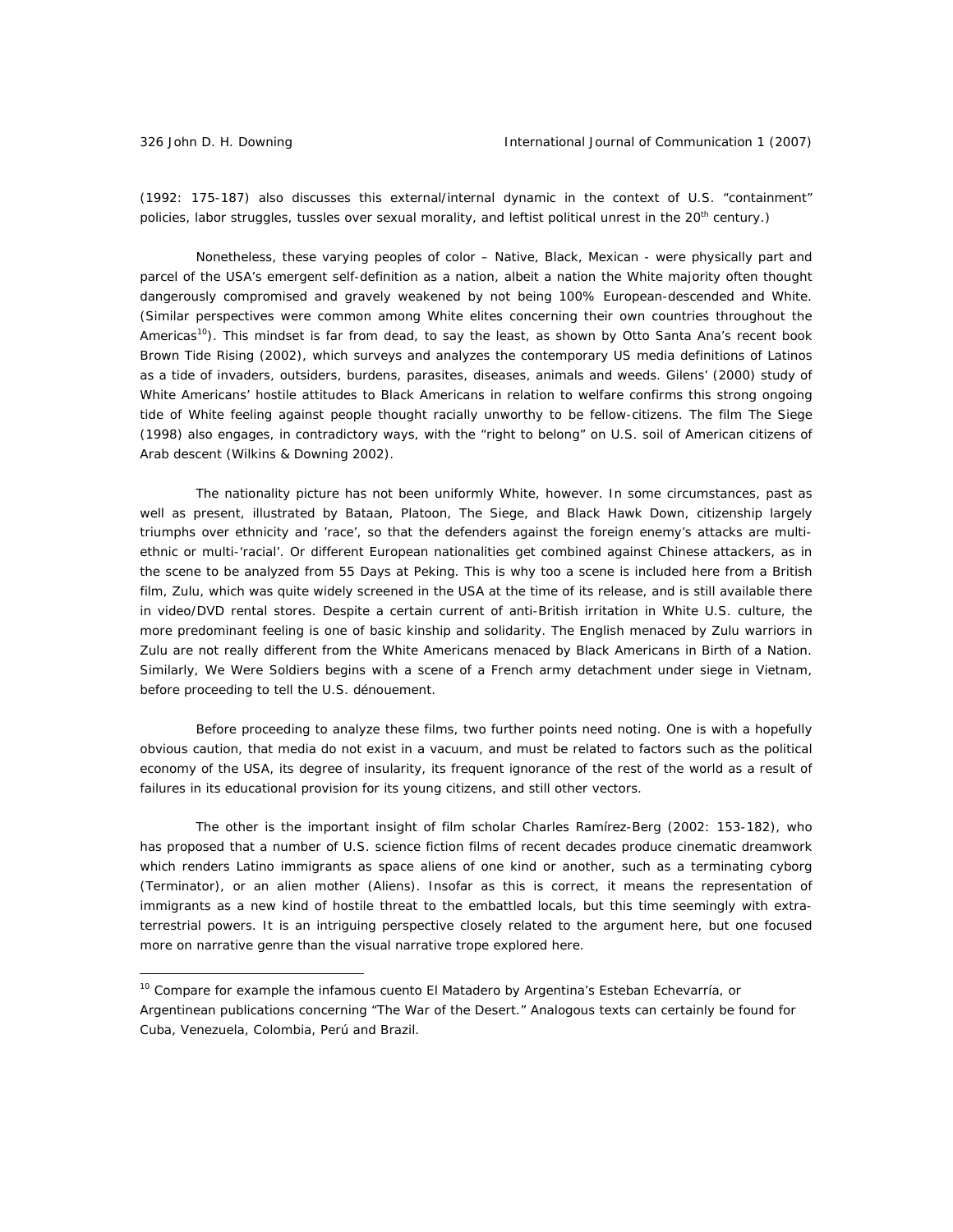(1992: 175-187) also discusses this external/internal dynamic in the context of U.S. "containment" policies, labor struggles, tussles over sexual morality, and leftist political unrest in the 20th century.)

Nonetheless, these varying peoples of color – Native, Black, Mexican - were physically part and parcel of the USA's emergent self-definition as a nation, albeit a nation the White majority often thought dangerously compromised and gravely weakened by not being 100% European-descended and White. (Similar perspectives were common among White elites concerning their own countries throughout the Americas[10]). This mindset is far from dead, to say the least, as shown by Otto Santa Ana's recent book *Brown Tide Rising* (2002), which surveys and analyzes the contemporary US media definitions of Latinos as a tide of invaders, outsiders, burdens, parasites, diseases, animals and weeds. Gilens' (2000) study of White Americans' hostile attitudes to Black Americans in relation to welfare confirms this strong ongoing tide of White feeling against people thought racially unworthy to be fellow-citizens. The film *The Siege* (1998) also engages, in contradictory ways, with the "right to belong" on U.S. soil of American citizens of Arab descent (Wilkins & Downing 2002).

The nationality picture has not been uniformly White, however. In some circumstances, past as well as present, illustrated by *Bataan*, *Platoon*, *The Siege*, and *Black Hawk Down*, citizenship largely triumphs over ethnicity and 'race', so that the defenders against the foreign enemy's attacks are multi-ethnic or multi-'racial'. Or different European nationalities get combined against Chinese attackers, as in the scene to be analyzed from *55 Days at Peking*. This is why too a scene is included here from a British film, *Zulu*, which was quite widely screened in the USA at the time of its release, and is still available there in video/DVD rental stores. Despite a certain current of anti-British irritation in White U.S. culture, the more predominant feeling is one of basic kinship and solidarity. The English menaced by Zulu warriors in *Zulu* are not really different from the White Americans menaced by Black Americans in *Birth of a Nation*. Similarly, *We Were Soldiers* begins with a scene of a French army detachment under siege in Vietnam, before proceeding to tell the U.S. dénouement.

Before proceeding to analyze these films, two further points need noting. One is with a hopefully obvious caution, that media do not exist in a vacuum, and must be related to factors such as the political economy of the USA, its degree of insularity, its frequent ignorance of the rest of the world as a result of failures in its educational provision for its young citizens, and still other vectors.

The other is the important insight of film scholar Charles Ramírez-Berg (2002: 153-182), who has proposed that a number of U.S. science fiction films of recent decades produce cinematic dreamwork which renders Latino immigrants as space aliens of one kind or another, such as a terminating cyborg (*Terminator*), or an alien mother (*Aliens*). Insofar as this is correct, it means the representation of immigrants as a new kind of hostile threat to the embattled locals, but this time seemingly with extra-terrestrial powers. It is an intriguing perspective closely related to the argument here, but one focused more on narrative genre than the visual narrative trope explored here.

[10] Compare for example the infamous cuento *El Matadero* by Argentina's Esteban Echevarría, or Argentinean publications concerning "The War of the Desert." Analogous texts can certainly be found for Cuba, Venezuela, Colombia, Perú and Brazil.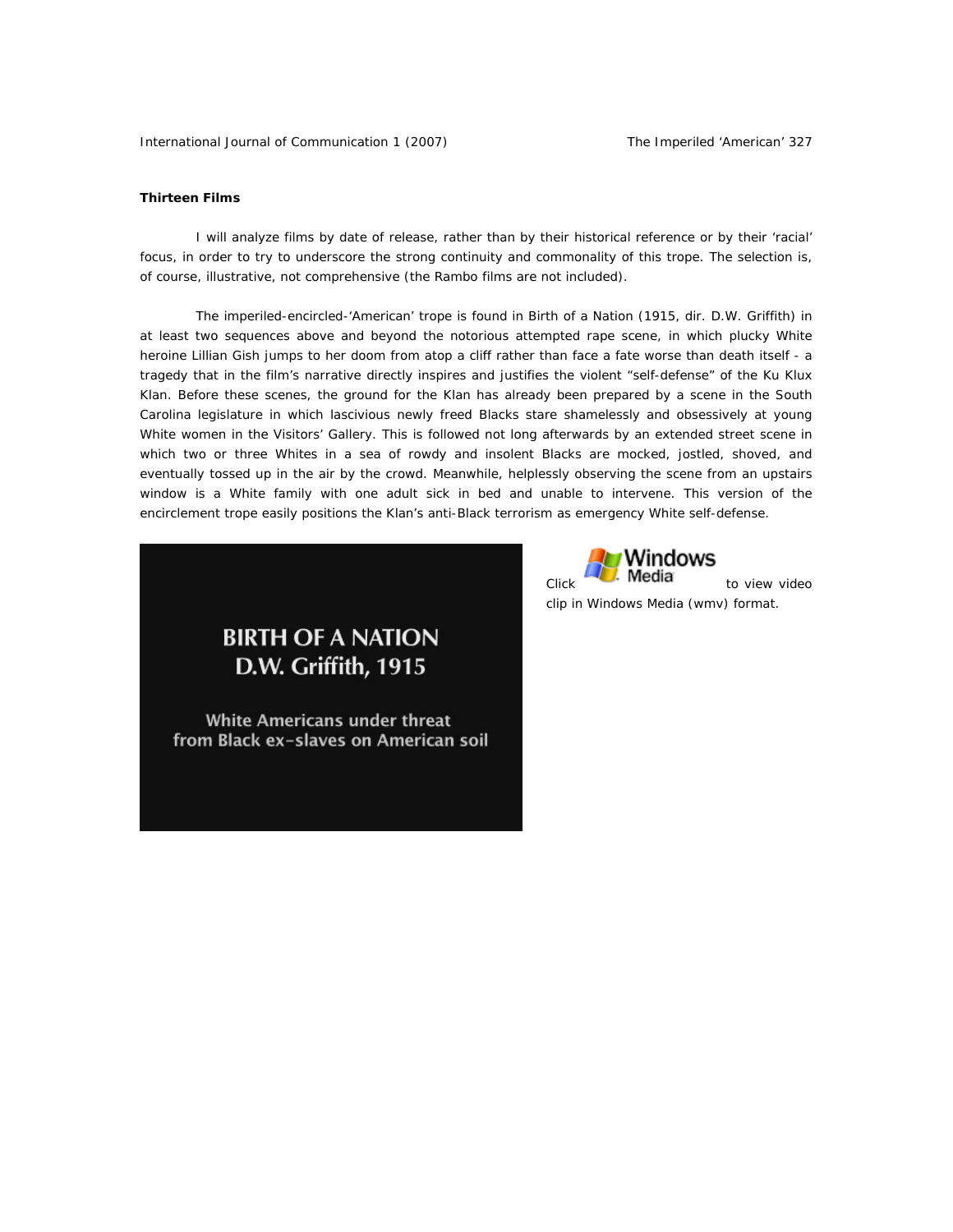**Thirteen Films**

I will analyze films by date of release, rather than by their historical reference or by their 'racial' focus, in order to try to underscore the strong continuity and commonality of this trope. The selection is, of course, illustrative, not comprehensive (the Rambo films are not included).

The imperiled-encircled-'American' trope is found in Birth of a Nation (1915, dir. D.W. Griffith) in at least two sequences above and beyond the notorious attempted rape scene, in which plucky White heroine Lillian Gish jumps to her doom from atop a cliff rather than face a fate worse than death itself - a tragedy that in the film's narrative directly inspires and justifies the violent "self-defense" of the Ku Klux Klan. Before these scenes, the ground for the Klan has already been prepared by a scene in the South Carolina legislature in which lascivious newly freed Blacks stare shamelessly and obsessively at young White women in the Visitors' Gallery. This is followed not long afterwards by an extended street scene in which two or three Whites in a sea of rowdy and insolent Blacks are mocked, jostled, shoved, and eventually tossed up in the air by the crowd. Meanwhile, helplessly observing the scene from an upstairs window is a White family with one adult sick in bed and unable to intervene. This version of the encirclement trope easily positions the Klan's anti-Black terrorism as emergency White self-defense.

BIRTH OF A NATION
D.W. Griffith, 1915

White Americans under threat from Black ex-slaves on American soil

Click Windows Media to view video clip in Windows Media (wmv) format.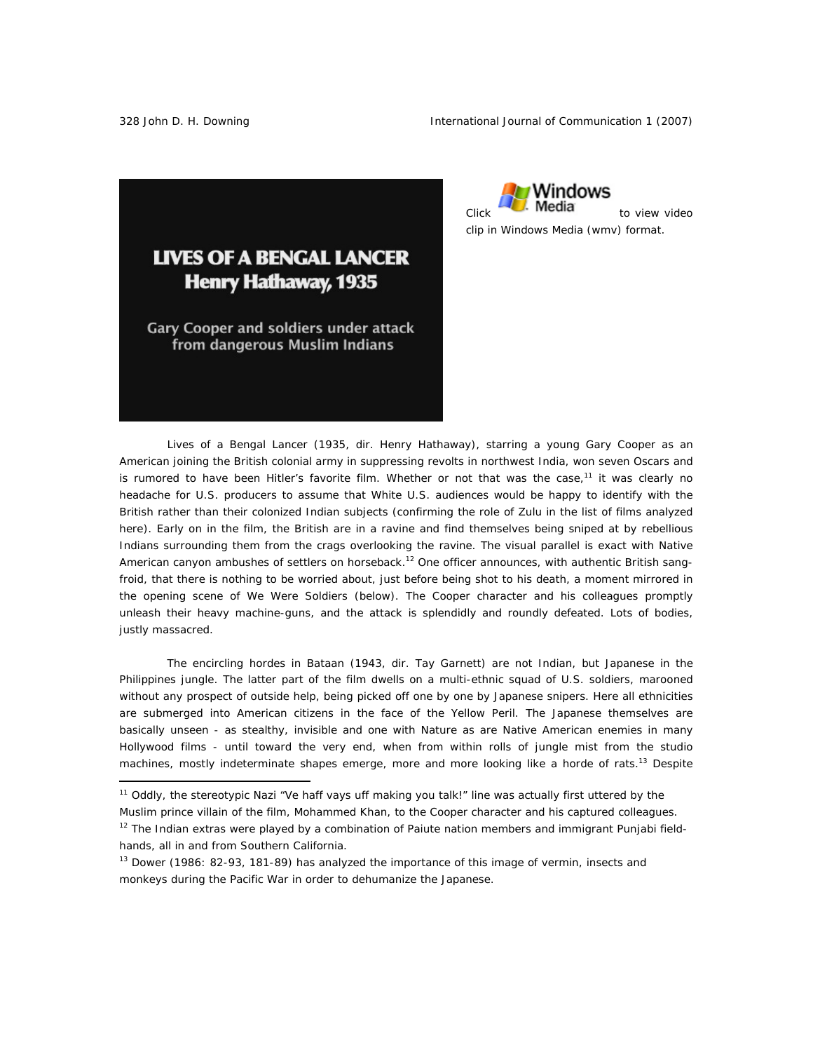LIVES OF A BENGAL LANCER
Henry Hathaway, 1935

Gary Cooper and soldiers under attack from dangerous Muslim Indians

Click to view video clip in Windows Media (wmv) format.

*Lives of a Bengal Lancer* (1935, dir. Henry Hathaway), starring a young Gary Cooper as an American joining the British colonial army in suppressing revolts in northwest India, won seven Oscars and is rumored to have been Hitler's favorite film. Whether or not that was the case,[11] it was clearly no headache for U.S. producers to assume that White U.S. audiences would be happy to identify with the British rather than their colonized Indian subjects (confirming the role of *Zulu* in the list of films analyzed here). Early on in the film, the British are in a ravine and find themselves being sniped at by rebellious Indians surrounding them from the crags overlooking the ravine. The visual parallel is exact with Native American canyon ambushes of settlers on horseback.[12] One officer announces, with authentic British sang-froid, that there is nothing to be worried about, just before being shot to his death, a moment mirrored in the opening scene of *We Were Soldiers* (below). The Cooper character and his colleagues promptly unleash their heavy machine-guns, and the attack is splendidly and roundly defeated. Lots of bodies, justly massacred.

The encircling hordes in *Bataan* (1943, dir. Tay Garnett) are not Indian, but Japanese in the Philippines jungle. The latter part of the film dwells on a multi-ethnic squad of U.S. soldiers, marooned without any prospect of outside help, being picked off one by one by Japanese snipers. Here all ethnicities are submerged into American citizens in the face of the Yellow Peril. The Japanese themselves are basically unseen - as stealthy, invisible and one with Nature as are Native American enemies in many Hollywood films - until toward the very end, when from within rolls of jungle mist from the studio machines, mostly indeterminate shapes emerge, more and more looking like a horde of rats.[13] Despite

---

[11] Oddly, the stereotypic Nazi "Ve haff vays uff making you talk!" line was actually first uttered by the Muslim prince villain of the film, Mohammed Khan, to the Cooper character and his captured colleagues.

[12] The Indian extras were played by a combination of Paiute nation members and immigrant Punjabi field-hands, all in and from Southern California.

[13] Dower (1986: 82-93, 181-89) has analyzed the importance of this image of vermin, insects and monkeys during the Pacific War in order to dehumanize the Japanese.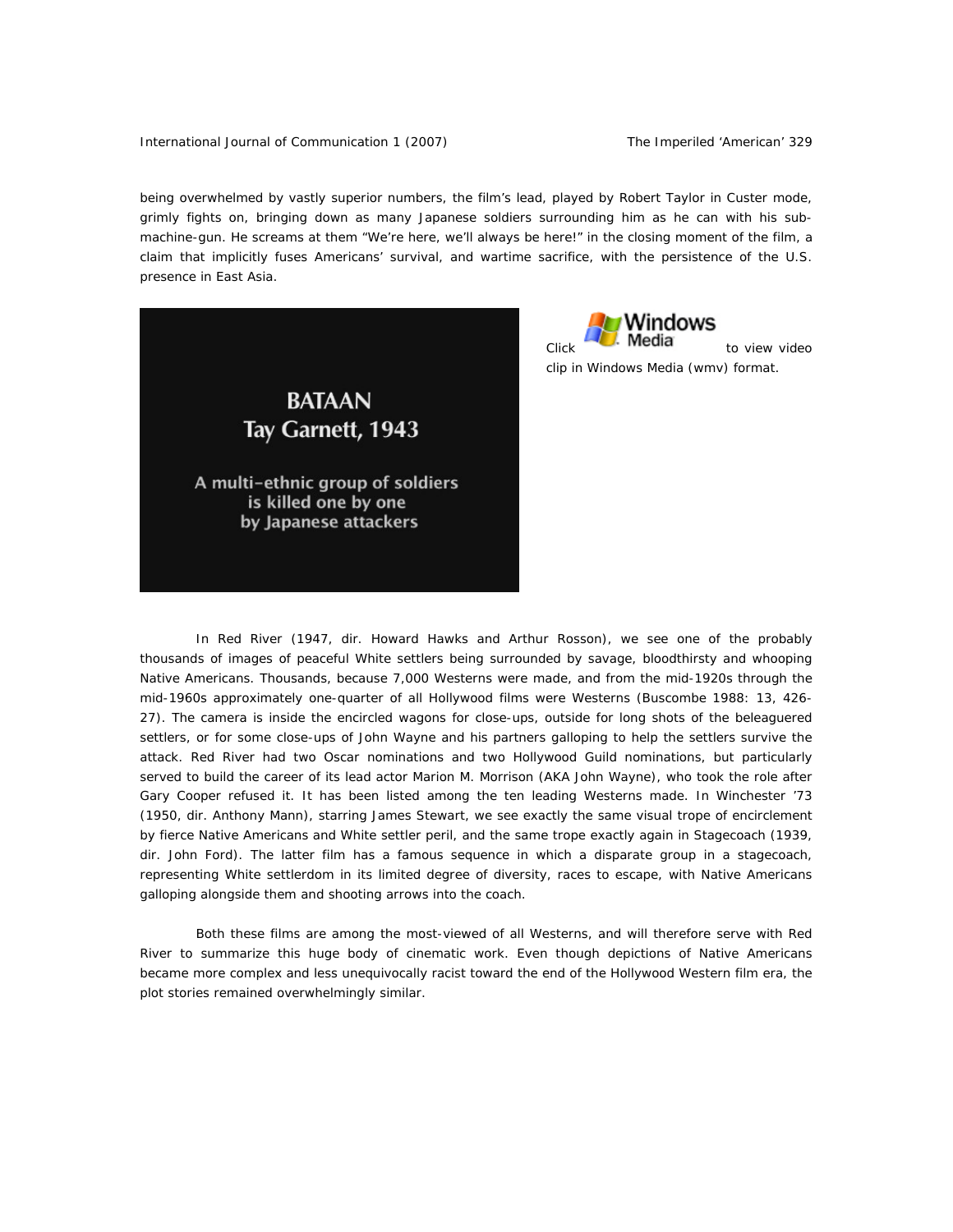being overwhelmed by vastly superior numbers, the film's lead, played by Robert Taylor in Custer mode, grimly fights on, bringing down as many Japanese soldiers surrounding him as he can with his sub-machine-gun. He screams at them "We're here, we'll always be here!" in the closing moment of the film, a claim that implicitly fuses Americans' survival, and wartime sacrifice, with the persistence of the U.S. presence in East Asia.

**BATAAN**
**Tay Garnett, 1943**

**A multi-ethnic group of soldiers is killed one by one by Japanese attackers**

Click Windows Media to view video clip in Windows Media (wmv) format.

In Red River (1947, dir. Howard Hawks and Arthur Rosson), we see one of the probably thousands of images of peaceful White settlers being surrounded by savage, bloodthirsty and whooping Native Americans. Thousands, because 7,000 Westerns were made, and from the mid-1920s through the mid-1960s approximately one-quarter of all Hollywood films were Westerns (Buscombe 1988: 13, 426-27). The camera is inside the encircled wagons for close-ups, outside for long shots of the beleaguered settlers, or for some close-ups of John Wayne and his partners galloping to help the settlers survive the attack. Red River had two Oscar nominations and two Hollywood Guild nominations, but particularly served to build the career of its lead actor Marion M. Morrison (AKA John Wayne), who took the role after Gary Cooper refused it. It has been listed among the ten leading Westerns made. In Winchester '73 (1950, dir. Anthony Mann), starring James Stewart, we see exactly the same visual trope of encirclement by fierce Native Americans and White settler peril, and the same trope exactly again in Stagecoach (1939, dir. John Ford). The latter film has a famous sequence in which a disparate group in a stagecoach, representing White settlerdom in its limited degree of diversity, races to escape, with Native Americans galloping alongside them and shooting arrows into the coach.

Both these films are among the most-viewed of all Westerns, and will therefore serve with Red River to summarize this huge body of cinematic work. Even though depictions of Native Americans became more complex and less unequivocally racist toward the end of the Hollywood Western film era, the plot stories remained overwhelmingly similar.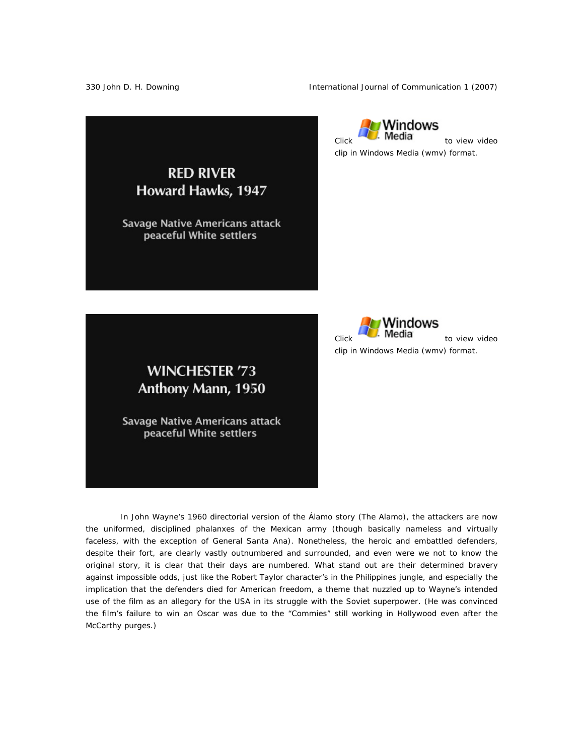RED RIVER
Howard Hawks, 1947

Savage Native Americans attack peaceful White settlers

Click to view video clip in Windows Media (wmv) format.

WINCHESTER '73
Anthony Mann, 1950

Savage Native Americans attack peaceful White settlers

Click to view video clip in Windows Media (wmv) format.

In John Wayne's 1960 directorial version of the Álamo story (The Alamo), the attackers are now the uniformed, disciplined phalanxes of the Mexican army (though basically nameless and virtually faceless, with the exception of General Santa Ana). Nonetheless, the heroic and embattled defenders, despite their fort, are clearly vastly outnumbered and surrounded, and even were we not to know the original story, it is clear that their days are numbered. What stand out are their determined bravery against impossible odds, just like the Robert Taylor character's in the Philippines jungle, and especially the implication that the defenders died for American freedom, a theme that nuzzled up to Wayne's intended use of the film as an allegory for the USA in its struggle with the Soviet superpower. (He was convinced the film's failure to win an Oscar was due to the "Commies" still working in Hollywood even after the McCarthy purges.)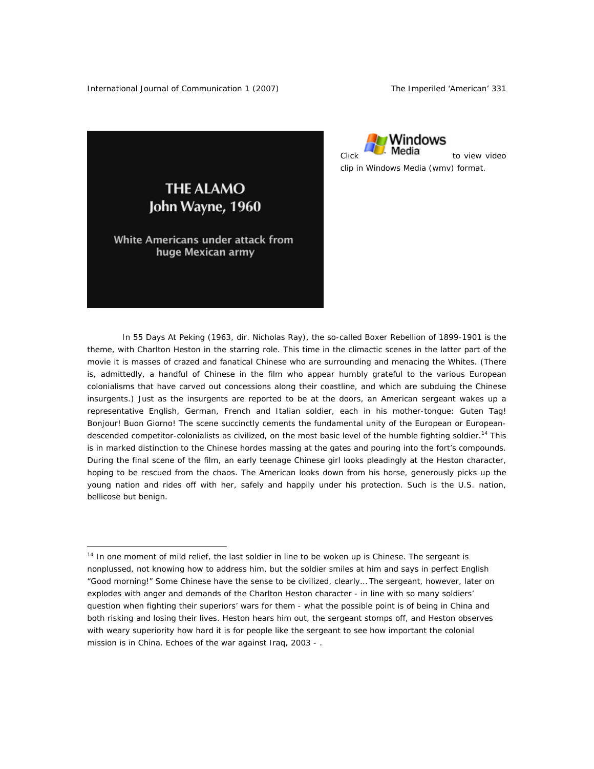THE ALAMO
John Wayne, 1960

White Americans under attack from huge Mexican army

Click Windows Media to view video clip in Windows Media (wmv) format.

In 55 Days At Peking (1963, dir. Nicholas Ray), the so-called Boxer Rebellion of 1899-1901 is the theme, with Charlton Heston in the starring role. This time in the climactic scenes in the latter part of the movie it is masses of crazed and fanatical Chinese who are surrounding and menacing the Whites. (There is, admittedly, a handful of Chinese in the film who appear humbly grateful to the various European colonialisms that have carved out concessions along their coastline, and which are subduing the Chinese insurgents.) Just as the insurgents are reported to be at the doors, an American sergeant wakes up a representative English, German, French and Italian soldier, each in his mother-tongue: Guten Tag! Bonjour! Buon Giorno! The scene succinctly cements the fundamental unity of the European or European-descended competitor-colonialists as civilized, on the most basic level of the humble fighting soldier.[14] This is in marked distinction to the Chinese hordes massing at the gates and pouring into the fort's compounds. During the final scene of the film, an early teenage Chinese girl looks pleadingly at the Heston character, hoping to be rescued from the chaos. The American looks down from his horse, generously picks up the young nation and rides off with her, safely and happily under his protection. Such is the U.S. nation, bellicose but benign.

---

[14] In one moment of mild relief, the last soldier in line to be woken up is Chinese. The sergeant is nonplussed, not knowing how to address him, but the soldier smiles at him and says in perfect English "Good morning!" Some Chinese have the sense to be civilized, clearly… The sergeant, however, later on explodes with anger and demands of the Charlton Heston character - in line with so many soldiers' question when fighting their superiors' wars for them - what the possible point is of being in China and both risking and losing their lives. Heston hears him out, the sergeant stomps off, and Heston observes with weary superiority how hard it is for people like the sergeant to see how important the colonial mission is in China. Echoes of the war against Iraq, 2003 - .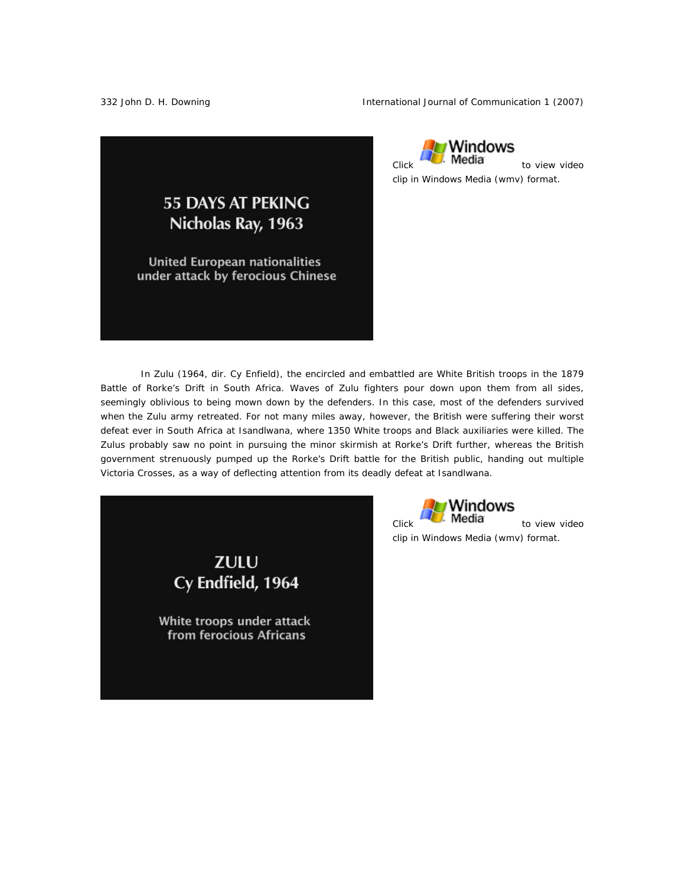55 DAYS AT PEKING
Nicholas Ray, 1963

United European nationalities under attack by ferocious Chinese

Click to view video clip in Windows Media (wmv) format.

In Zulu (1964, dir. Cy Enfield), the encircled and embattled are White British troops in the 1879 Battle of Rorke's Drift in South Africa. Waves of Zulu fighters pour down upon them from all sides, seemingly oblivious to being mown down by the defenders. In this case, most of the defenders survived when the Zulu army retreated. For not many miles away, however, the British were suffering their worst defeat ever in South Africa at Isandlwana, where 1350 White troops and Black auxiliaries were killed. The Zulus probably saw no point in pursuing the minor skirmish at Rorke's Drift further, whereas the British government strenuously pumped up the Rorke's Drift battle for the British public, handing out multiple Victoria Crosses, as a way of deflecting attention from its deadly defeat at Isandlwana.

ZULU
Cy Endfield, 1964

White troops under attack from ferocious Africans

Click to view video clip in Windows Media (wmv) format.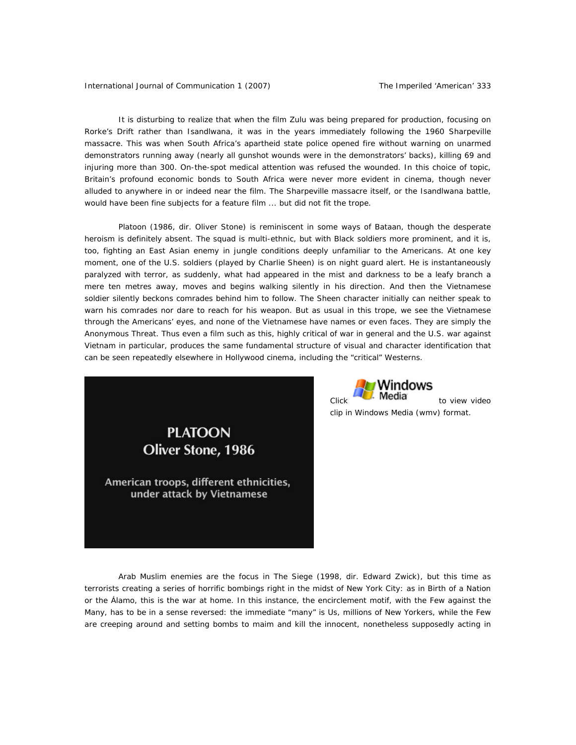It is disturbing to realize that when the film Zulu was being prepared for production, focusing on Rorke's Drift rather than Isandlwana, it was in the years immediately following the 1960 Sharpeville massacre. This was when South Africa's apartheid state police opened fire without warning on unarmed demonstrators running away (nearly all gunshot wounds were in the demonstrators' backs), killing 69 and injuring more than 300. On-the-spot medical attention was refused the wounded. In this choice of topic, Britain's profound economic bonds to South Africa were never more evident in cinema, though never alluded to anywhere in or indeed near the film. The Sharpeville massacre itself, or the Isandlwana battle, would have been fine subjects for a feature film ... but did not fit the trope.

Platoon (1986, dir. Oliver Stone) is reminiscent in some ways of Bataan, though the desperate heroism is definitely absent. The squad is multi-ethnic, but with Black soldiers more prominent, and it is, too, fighting an East Asian enemy in jungle conditions deeply unfamiliar to the Americans. At one key moment, one of the U.S. soldiers (played by Charlie Sheen) is on night guard alert. He is instantaneously paralyzed with terror, as suddenly, what had appeared in the mist and darkness to be a leafy branch a mere ten metres away, moves and begins walking silently in his direction. And then the Vietnamese soldier silently beckons comrades behind him to follow. The Sheen character initially can neither speak to warn his comrades nor dare to reach for his weapon. But as usual in this trope, we see the Vietnamese through the Americans' eyes, and none of the Vietnamese have names or even faces. They are simply the Anonymous Threat. Thus even a film such as this, highly critical of war in general and the U.S. war against Vietnam in particular, produces the same fundamental structure of visual and character identification that can be seen repeatedly elsewhere in Hollywood cinema, including the "critical" Westerns.

**PLATOON**
**Oliver Stone, 1986**

**American troops, different ethnicities, under attack by Vietnamese**

Click Windows Media to view video clip in Windows Media (wmv) format.

Arab Muslim enemies are the focus in The Siege (1998, dir. Edward Zwick), but this time as terrorists creating a series of horrific bombings right in the midst of New York City: as in Birth of a Nation or the Álamo, this is the war at home. In this instance, the encirclement motif, with the Few against the Many, has to be in a sense reversed: the immediate "many" is Us, millions of New Yorkers, while the Few are creeping around and setting bombs to maim and kill the innocent, nonetheless supposedly acting in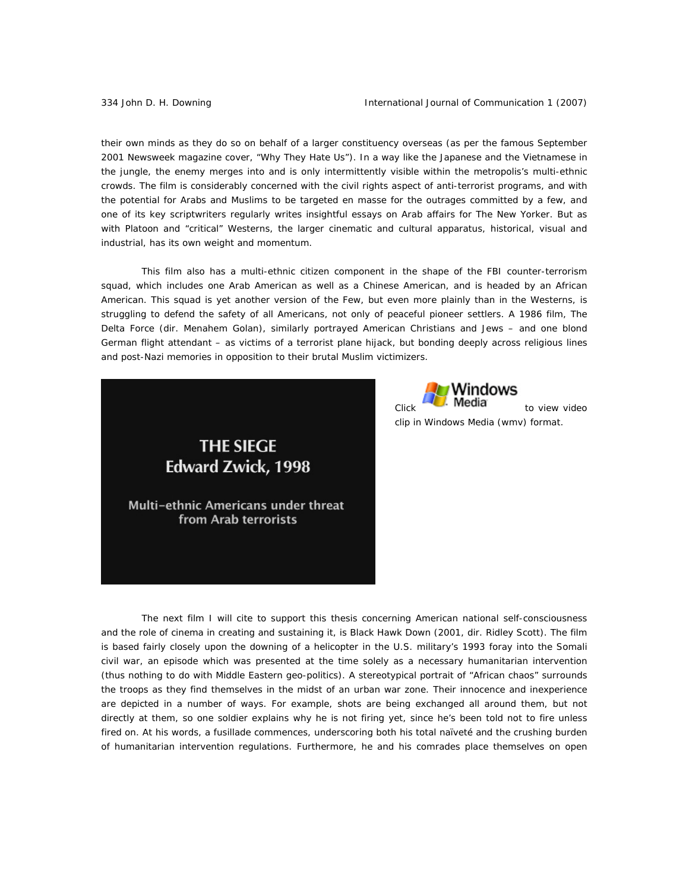their own minds as they do so on behalf of a larger constituency overseas (as per the famous September 2001 Newsweek magazine cover, "Why They Hate Us"). In a way like the Japanese and the Vietnamese in the jungle, the enemy merges into and is only intermittently visible within the metropolis's multi-ethnic crowds. The film is considerably concerned with the civil rights aspect of anti-terrorist programs, and with the potential for Arabs and Muslims to be targeted en masse for the outrages committed by a few, and one of its key scriptwriters regularly writes insightful essays on Arab affairs for The New Yorker. But as with Platoon and "critical" Westerns, the larger cinematic and cultural apparatus, historical, visual and industrial, has its own weight and momentum.

This film also has a multi-ethnic citizen component in the shape of the FBI counter-terrorism squad, which includes one Arab American as well as a Chinese American, and is headed by an African American. This squad is yet another version of the Few, but even more plainly than in the Westerns, is struggling to defend the safety of all Americans, not only of peaceful pioneer settlers. A 1986 film, The Delta Force (dir. Menahem Golan), similarly portrayed American Christians and Jews – and one blond German flight attendant – as victims of a terrorist plane hijack, but bonding deeply across religious lines and post-Nazi memories in opposition to their brutal Muslim victimizers.

**THE SIEGE**
**Edward Zwick, 1998**

**Multi-ethnic Americans under threat from Arab terrorists**

Click Windows Media to view video clip in Windows Media (wmv) format.

The next film I will cite to support this thesis concerning American national self-consciousness and the role of cinema in creating and sustaining it, is Black Hawk Down (2001, dir. Ridley Scott). The film is based fairly closely upon the downing of a helicopter in the U.S. military's 1993 foray into the Somali civil war, an episode which was presented at the time solely as a necessary humanitarian intervention (thus nothing to do with Middle Eastern geo-politics). A stereotypical portrait of "African chaos" surrounds the troops as they find themselves in the midst of an urban war zone. Their innocence and inexperience are depicted in a number of ways. For example, shots are being exchanged all around them, but not directly at them, so one soldier explains why he is not firing yet, since he's been told not to fire unless fired on. At his words, a fusillade commences, underscoring both his total naïveté and the crushing burden of humanitarian intervention regulations. Furthermore, he and his comrades place themselves on open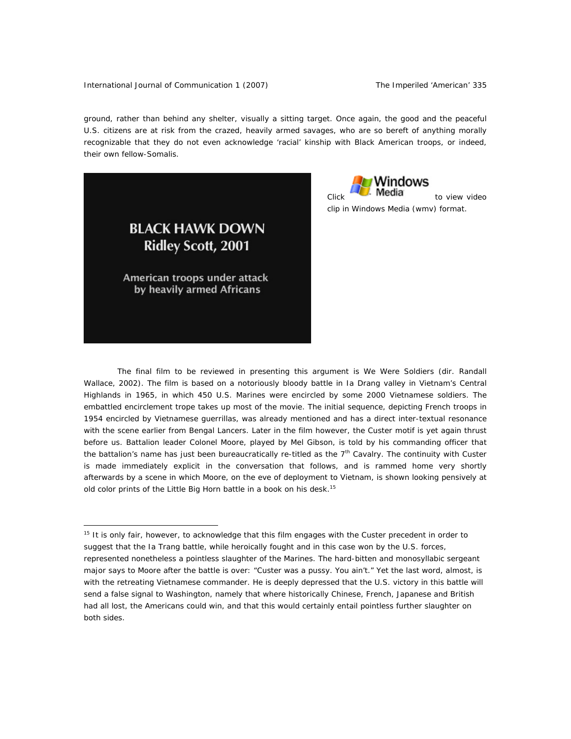ground, rather than behind any shelter, visually a sitting target. Once again, the good and the peaceful U.S. citizens are at risk from the crazed, heavily armed savages, who are so bereft of anything morally recognizable that they do not even acknowledge 'racial' kinship with Black American troops, or indeed, their own fellow-Somalis.

**BLACK HAWK DOWN**
**Ridley Scott, 2001**

American troops under attack by heavily armed Africans

Click Windows Media to view video clip in Windows Media (wmv) format.

The final film to be reviewed in presenting this argument is We Were Soldiers (dir. Randall Wallace, 2002). The film is based on a notoriously bloody battle in Ia Drang valley in Vietnam's Central Highlands in 1965, in which 450 U.S. Marines were encircled by some 2000 Vietnamese soldiers. The embattled encirclement trope takes up most of the movie. The initial sequence, depicting French troops in 1954 encircled by Vietnamese guerrillas, was already mentioned and has a direct inter-textual resonance with the scene earlier from Bengal Lancers. Later in the film however, the Custer motif is yet again thrust before us. Battalion leader Colonel Moore, played by Mel Gibson, is told by his commanding officer that the battalion's name has just been bureaucratically re-titled as the 7th Cavalry. The continuity with Custer is made immediately explicit in the conversation that follows, and is rammed home very shortly afterwards by a scene in which Moore, on the eve of deployment to Vietnam, is shown looking pensively at old color prints of the Little Big Horn battle in a book on his desk.[15]

---

[15] It is only fair, however, to acknowledge that this film engages with the Custer precedent in order to suggest that the Ia Trang battle, while heroically fought and in this case won by the U.S. forces, represented nonetheless a pointless slaughter of the Marines. The hard-bitten and monosyllabic sergeant major says to Moore after the battle is over: "Custer was a pussy. You ain't." Yet the last word, almost, is with the retreating Vietnamese commander. He is deeply depressed that the U.S. victory in this battle will send a false signal to Washington, namely that where historically Chinese, French, Japanese and British had all lost, the Americans could win, and that this would certainly entail pointless further slaughter on both sides.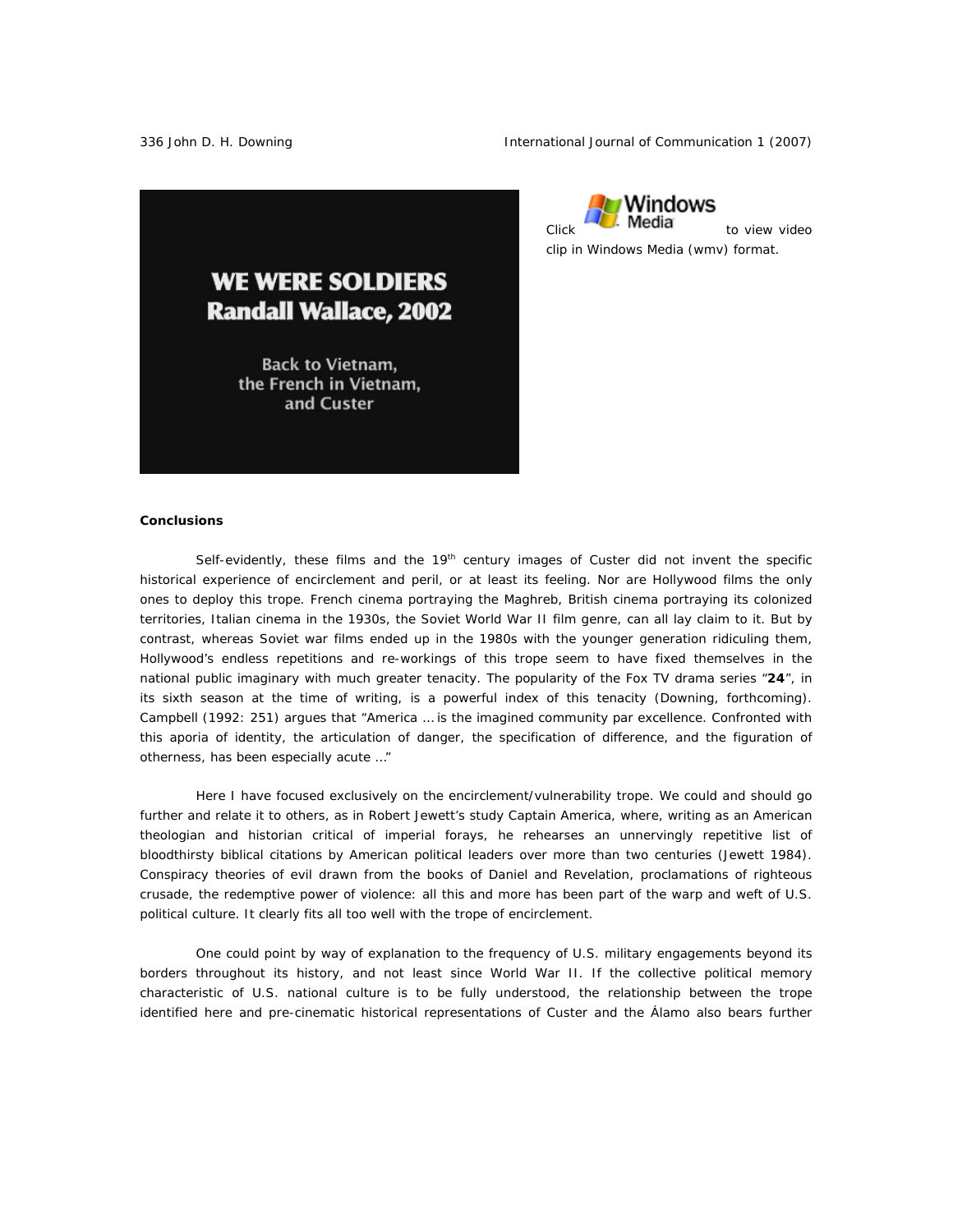WE WERE SOLDIERS
Randall Wallace, 2002

Back to Vietnam, the French in Vietnam, and Custer

Click Windows Media to view video clip in Windows Media (wmv) format.

**Conclusions**

Self-evidently, these films and the 19th century images of Custer did not invent the specific historical experience of encirclement and peril, or at least its feeling. Nor are Hollywood films the only ones to deploy this trope. French cinema portraying the Maghreb, British cinema portraying its colonized territories, Italian cinema in the 1930s, the Soviet World War II film genre, can all lay claim to it. But by contrast, whereas Soviet war films ended up in the 1980s with the younger generation ridiculing them, Hollywood's endless repetitions and re-workings of this trope seem to have fixed themselves in the national public imaginary with much greater tenacity. The popularity of the Fox TV drama series "**24**", in its sixth season at the time of writing, is a powerful index of this tenacity (Downing, forthcoming). Campbell (1992: 251) argues that "America … is the imagined community par excellence. Confronted with this aporia of identity, the articulation of danger, the specification of difference, and the figuration of otherness, has been especially acute …"

Here I have focused exclusively on the encirclement/vulnerability trope. We could and should go further and relate it to others, as in Robert Jewett's study Captain America, where, writing as an American theologian and historian critical of imperial forays, he rehearses an unnervingly repetitive list of bloodthirsty biblical citations by American political leaders over more than two centuries (Jewett 1984). Conspiracy theories of evil drawn from the books of Daniel and Revelation, proclamations of righteous crusade, the redemptive power of violence: all this and more has been part of the warp and weft of U.S. political culture. It clearly fits all too well with the trope of encirclement.

One could point by way of explanation to the frequency of U.S. military engagements beyond its borders throughout its history, and not least since World War II. If the collective political memory characteristic of U.S. national culture is to be fully understood, the relationship between the trope identified here and pre-cinematic historical representations of Custer and the Álamo also bears further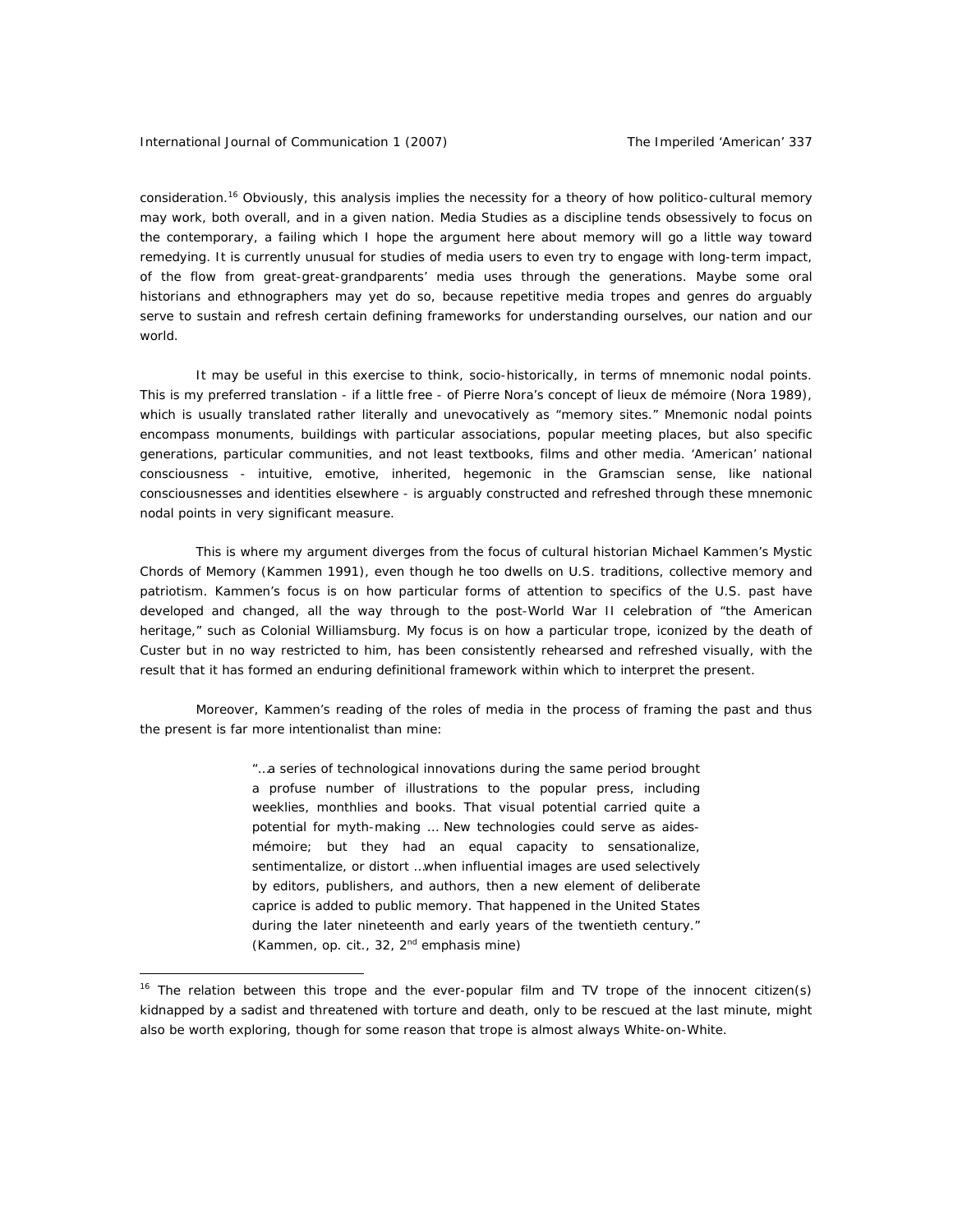consideration.[16] Obviously, this analysis implies the necessity for a theory of how politico-cultural memory may work, both overall, and in a given nation. Media Studies as a discipline tends obsessively to focus on the contemporary, a failing which I hope the argument here about memory will go a little way toward remedying. It is currently unusual for studies of media users to even try to engage with long-term impact, of the flow from great-great-grandparents' media uses through the generations. Maybe some oral historians and ethnographers may yet do so, because repetitive media tropes and genres do arguably serve to sustain and refresh certain defining frameworks for understanding ourselves, our nation and our world.

It may be useful in this exercise to think, socio-historically, in terms of mnemonic nodal points. This is my preferred translation - if a little free - of Pierre Nora's concept of *lieux de mémoire* (Nora 1989), which is usually translated rather literally and unevocatively as "memory sites." Mnemonic nodal points encompass monuments, buildings with particular associations, popular meeting places, but also specific generations, particular communities, and not least textbooks, films and other media. 'American' national consciousness - intuitive, emotive, inherited, hegemonic in the Gramscian sense, like national consciousnesses and identities elsewhere - is arguably constructed and refreshed through these mnemonic nodal points in very significant measure.

This is where my argument diverges from the focus of cultural historian Michael Kammen's *Mystic Chords of Memory* (Kammen 1991), even though he too dwells on U.S. traditions, collective memory and patriotism. Kammen's focus is on how particular forms of attention to specifics of the U.S. past have developed and changed, all the way through to the post-World War II celebration of "the American heritage," such as Colonial Williamsburg. My focus is on how a particular trope, iconized by the death of Custer but in no way restricted to him, has been consistently rehearsed and refreshed visually, with the result that it has formed an enduring definitional framework within which to interpret the present.

Moreover, Kammen's reading of the roles of media in the process of framing the past and thus the present is far more intentionalist than mine:

> "...a series of technological innovations during the same period brought a profuse number of illustrations to the popular press, including weeklies, monthlies and books. That visual potential carried quite a potential for myth-making ... New technologies could serve as aides-mémoire; but they had an equal capacity to sensationalize, sentimentalize, or distort ...when influential images are used selectively by editors, publishers, and authors, then a new element of *deliberate caprice* is added to public memory. That happened in the United States during the later nineteenth and early years of the twentieth century." (Kammen, op. cit., 32, 2nd emphasis mine)

---

[16] The relation between this trope and the ever-popular film and TV trope of the innocent citizen(s) kidnapped by a sadist and threatened with torture and death, only to be rescued at the last minute, might also be worth exploring, though for some reason that trope is almost always White-on-White.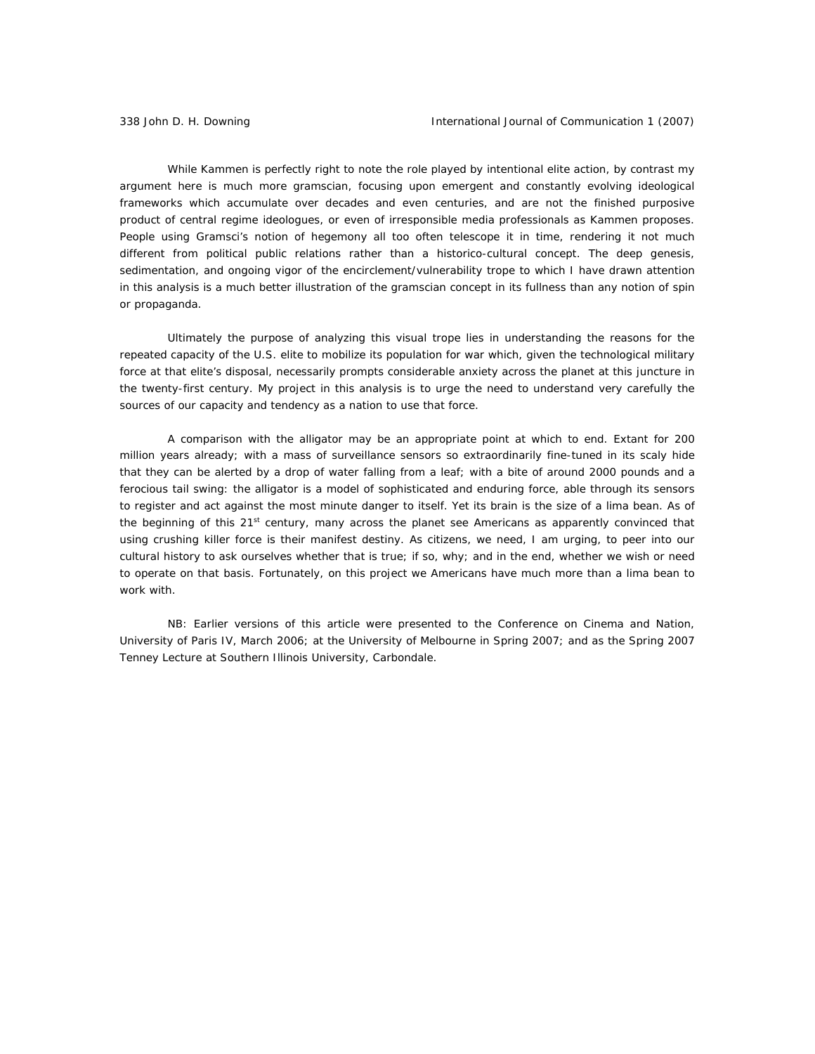While Kammen is perfectly right to note the role played by intentional elite action, by contrast my argument here is much more gramscian, focusing upon emergent and constantly evolving ideological frameworks which accumulate over decades and even centuries, and are not the finished purposive product of central regime ideologues, or even of irresponsible media professionals as Kammen proposes. People using Gramsci's notion of hegemony all too often telescope it in time, rendering it not much different from political public relations rather than a historico-cultural concept. The deep genesis, sedimentation, and ongoing vigor of the encirclement/vulnerability trope to which I have drawn attention in this analysis is a much better illustration of the gramscian concept in its fullness than any notion of spin or propaganda.

Ultimately the purpose of analyzing this visual trope lies in understanding the reasons for the repeated capacity of the U.S. elite to mobilize its population for war which, given the technological military force at that elite's disposal, necessarily prompts considerable anxiety across the planet at this juncture in the twenty-first century. My project in this analysis is to urge the need to understand very carefully the sources of our capacity and tendency as a nation to use that force.

A comparison with the alligator may be an appropriate point at which to end. Extant for 200 million years already; with a mass of surveillance sensors so extraordinarily fine-tuned in its scaly hide that they can be alerted by a drop of water falling from a leaf; with a bite of around 2000 pounds and a ferocious tail swing: the alligator is a model of sophisticated and enduring force, able through its sensors to register and act against the most minute danger to itself. Yet its brain is the size of a lima bean. As of the beginning of this 21st century, many across the planet see Americans as apparently convinced that using crushing killer force is their manifest destiny. As citizens, we need, I am urging, to peer into our cultural history to ask ourselves whether that is true; if so, why; and in the end, whether we wish or need to operate on that basis. Fortunately, on this project we Americans have much more than a lima bean to work with.

NB: Earlier versions of this article were presented to the Conference on Cinema and Nation, University of Paris IV, March 2006; at the University of Melbourne in Spring 2007; and as the Spring 2007 Tenney Lecture at Southern Illinois University, Carbondale.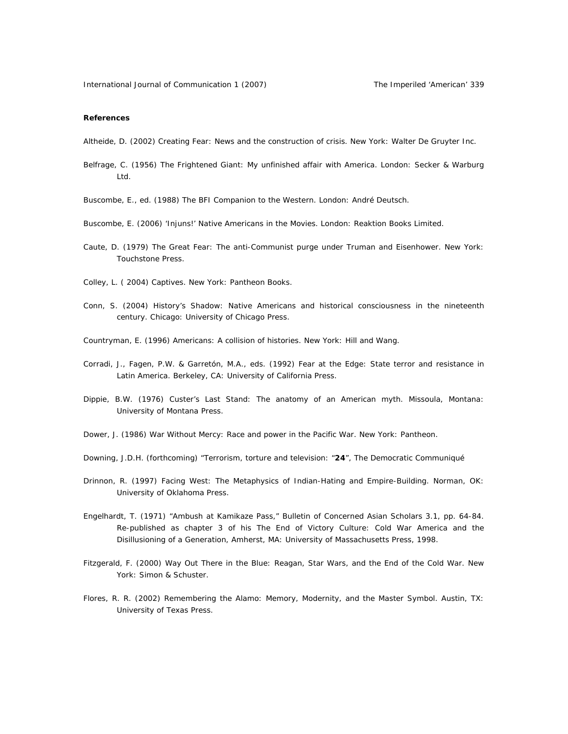**References**

Altheide, D. (2002) Creating Fear: News and the construction of crisis. New York: Walter De Gruyter Inc.

Belfrage, C. (1956) The Frightened Giant: My unfinished affair with America. London: Secker & Warburg Ltd.

Buscombe, E., ed. (1988) The BFI Companion to the Western. London: André Deutsch.

Buscombe, E. (2006) 'Injuns!' Native Americans in the Movies. London: Reaktion Books Limited.

Caute, D. (1979) The Great Fear: The anti-Communist purge under Truman and Eisenhower. New York: Touchstone Press.

Colley, L. ( 2004) Captives. New York: Pantheon Books.

Conn, S. (2004) History's Shadow: Native Americans and historical consciousness in the nineteenth century. Chicago: University of Chicago Press.

Countryman, E. (1996) Americans: A collision of histories. New York: Hill and Wang.

Corradi, J., Fagen, P.W. & Garretón, M.A., eds. (1992) Fear at the Edge: State terror and resistance in Latin America. Berkeley, CA: University of California Press.

Dippie, B.W. (1976) Custer's Last Stand: The anatomy of an American myth. Missoula, Montana: University of Montana Press.

Dower, J. (1986) War Without Mercy: Race and power in the Pacific War. New York: Pantheon.

Downing, J.D.H. (forthcoming) "Terrorism, torture and television: "**24**", The Democratic Communiqué

Drinnon, R. (1997) Facing West: The Metaphysics of Indian-Hating and Empire-Building. Norman, OK: University of Oklahoma Press.

Engelhardt, T. (1971) "Ambush at Kamikaze Pass," Bulletin of Concerned Asian Scholars 3.1, pp. 64-84. Re-published as chapter 3 of his The End of Victory Culture: Cold War America and the Disillusioning of a Generation, Amherst, MA: University of Massachusetts Press, 1998.

Fitzgerald, F. (2000) Way Out There in the Blue: Reagan, Star Wars, and the End of the Cold War. New York: Simon & Schuster.

Flores, R. R. (2002) Remembering the Alamo: Memory, Modernity, and the Master Symbol. Austin, TX: University of Texas Press.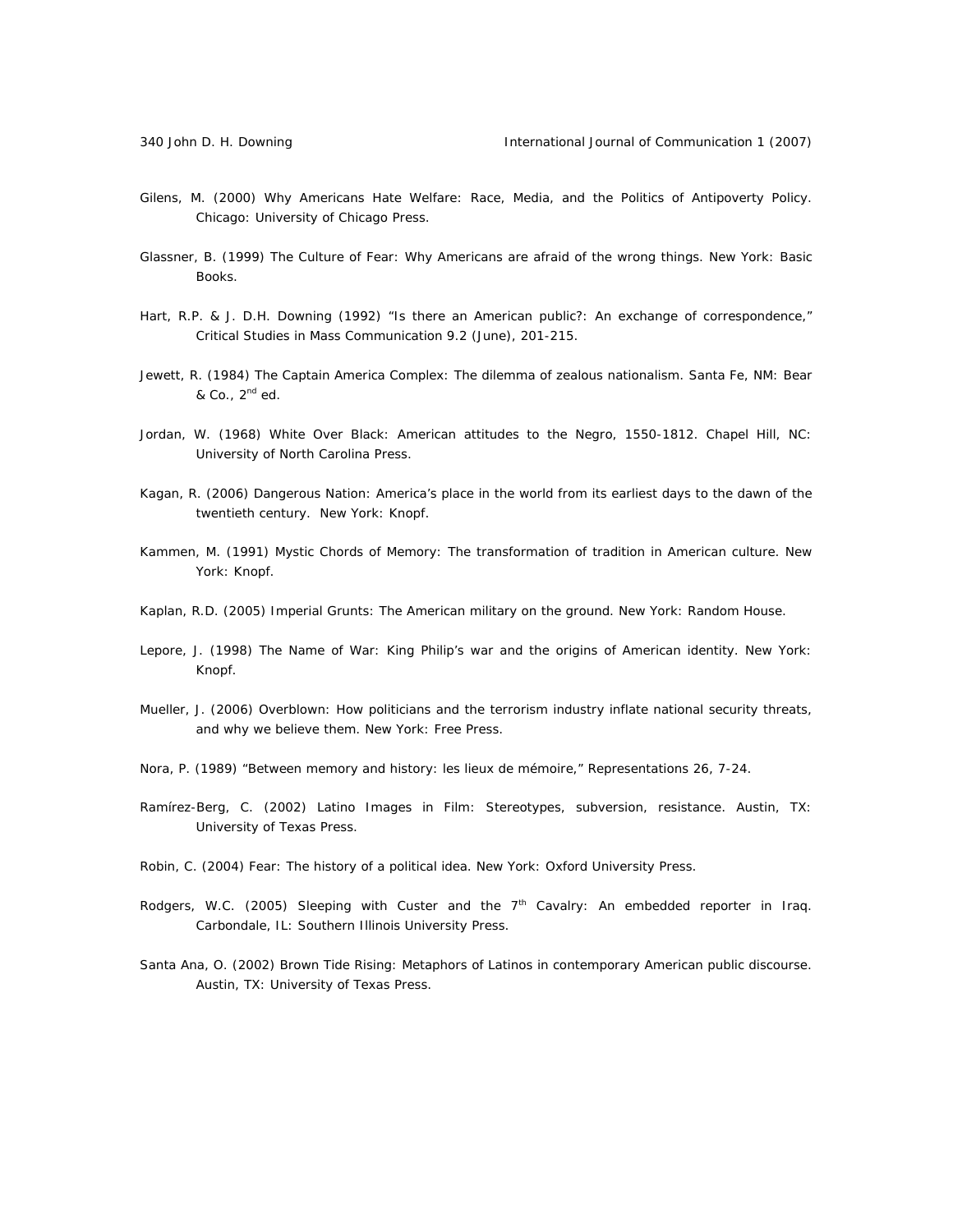Gilens, M. (2000) Why Americans Hate Welfare: Race, Media, and the Politics of Antipoverty Policy. Chicago: University of Chicago Press.

Glassner, B. (1999) The Culture of Fear: Why Americans are afraid of the wrong things. New York: Basic Books.

Hart, R.P. & J. D.H. Downing (1992) "Is there an American public?: An exchange of correspondence," Critical Studies in Mass Communication 9.2 (June), 201-215.

Jewett, R. (1984) The Captain America Complex: The dilemma of zealous nationalism. Santa Fe, NM: Bear & Co., 2nd ed.

Jordan, W. (1968) White Over Black: American attitudes to the Negro, 1550-1812. Chapel Hill, NC: University of North Carolina Press.

Kagan, R. (2006) Dangerous Nation: America's place in the world from its earliest days to the dawn of the twentieth century. New York: Knopf.

Kammen, M. (1991) Mystic Chords of Memory: The transformation of tradition in American culture. New York: Knopf.

Kaplan, R.D. (2005) Imperial Grunts: The American military on the ground. New York: Random House.

Lepore, J. (1998) The Name of War: King Philip's war and the origins of American identity. New York: Knopf.

Mueller, J. (2006) Overblown: How politicians and the terrorism industry inflate national security threats, and why we believe them. New York: Free Press.

Nora, P. (1989) "Between memory and history: les lieux de mémoire," Representations 26, 7-24.

Ramírez-Berg, C. (2002) Latino Images in Film: Stereotypes, subversion, resistance. Austin, TX: University of Texas Press.

Robin, C. (2004) Fear: The history of a political idea. New York: Oxford University Press.

Rodgers, W.C. (2005) Sleeping with Custer and the 7th Cavalry: An embedded reporter in Iraq. Carbondale, IL: Southern Illinois University Press.

Santa Ana, O. (2002) Brown Tide Rising: Metaphors of Latinos in contemporary American public discourse. Austin, TX: University of Texas Press.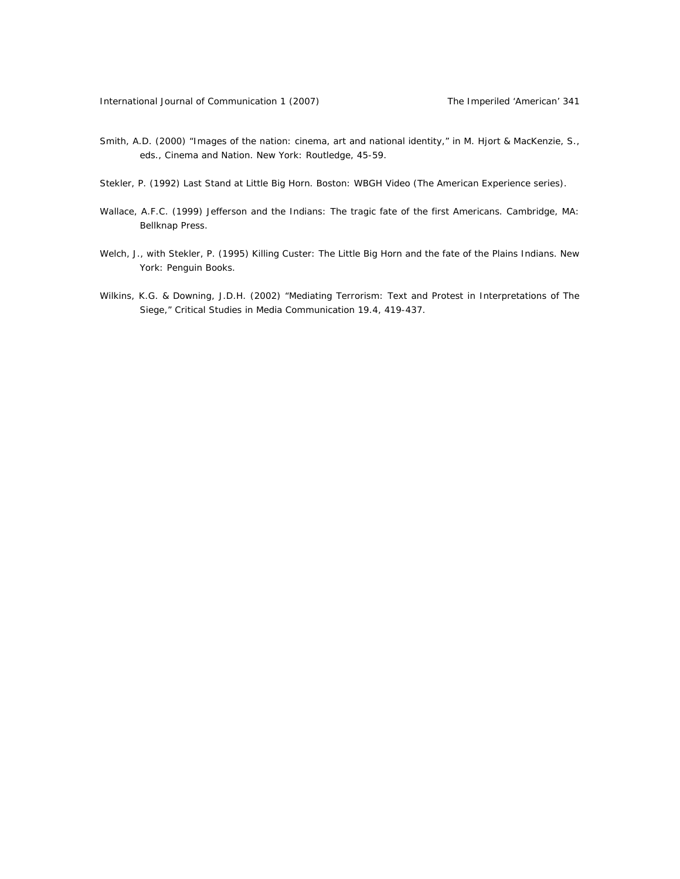Smith, A.D. (2000) "Images of the nation: cinema, art and national identity," in M. Hjort & MacKenzie, S., eds., Cinema and Nation. New York: Routledge, 45-59.

Stekler, P. (1992) Last Stand at Little Big Horn. Boston: WBGH Video (The American Experience series).

Wallace, A.F.C. (1999) Jefferson and the Indians: The tragic fate of the first Americans. Cambridge, MA: Bellknap Press.

Welch, J., with Stekler, P. (1995) Killing Custer: The Little Big Horn and the fate of the Plains Indians. New York: Penguin Books.

Wilkins, K.G. & Downing, J.D.H. (2002) "Mediating Terrorism: Text and Protest in Interpretations of The Siege," Critical Studies in Media Communication 19.4, 419-437.